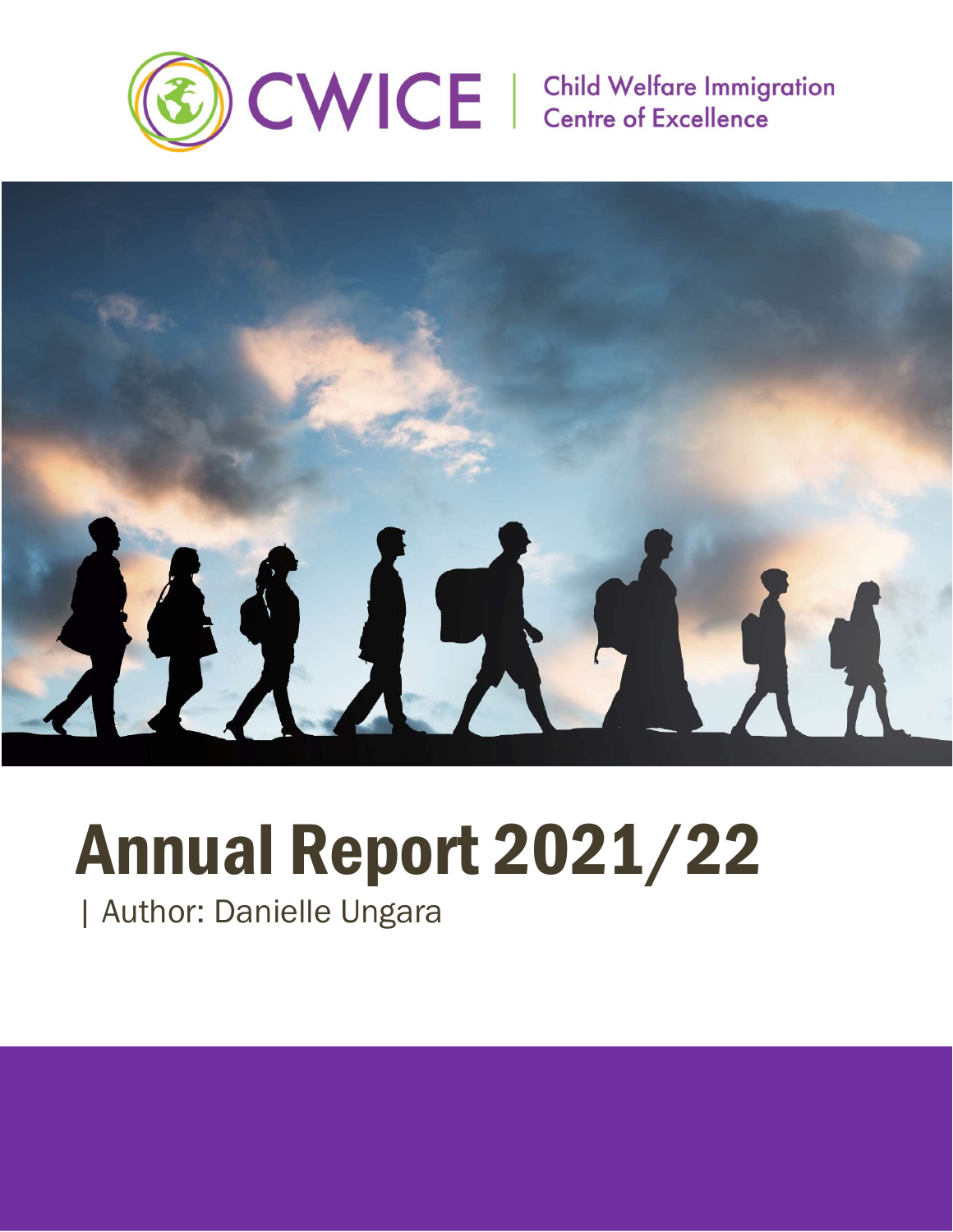CWICE | Child Welfare Immigration Centre of Excellence

# Annual Report 2021/22

| Author: Danielle Ungara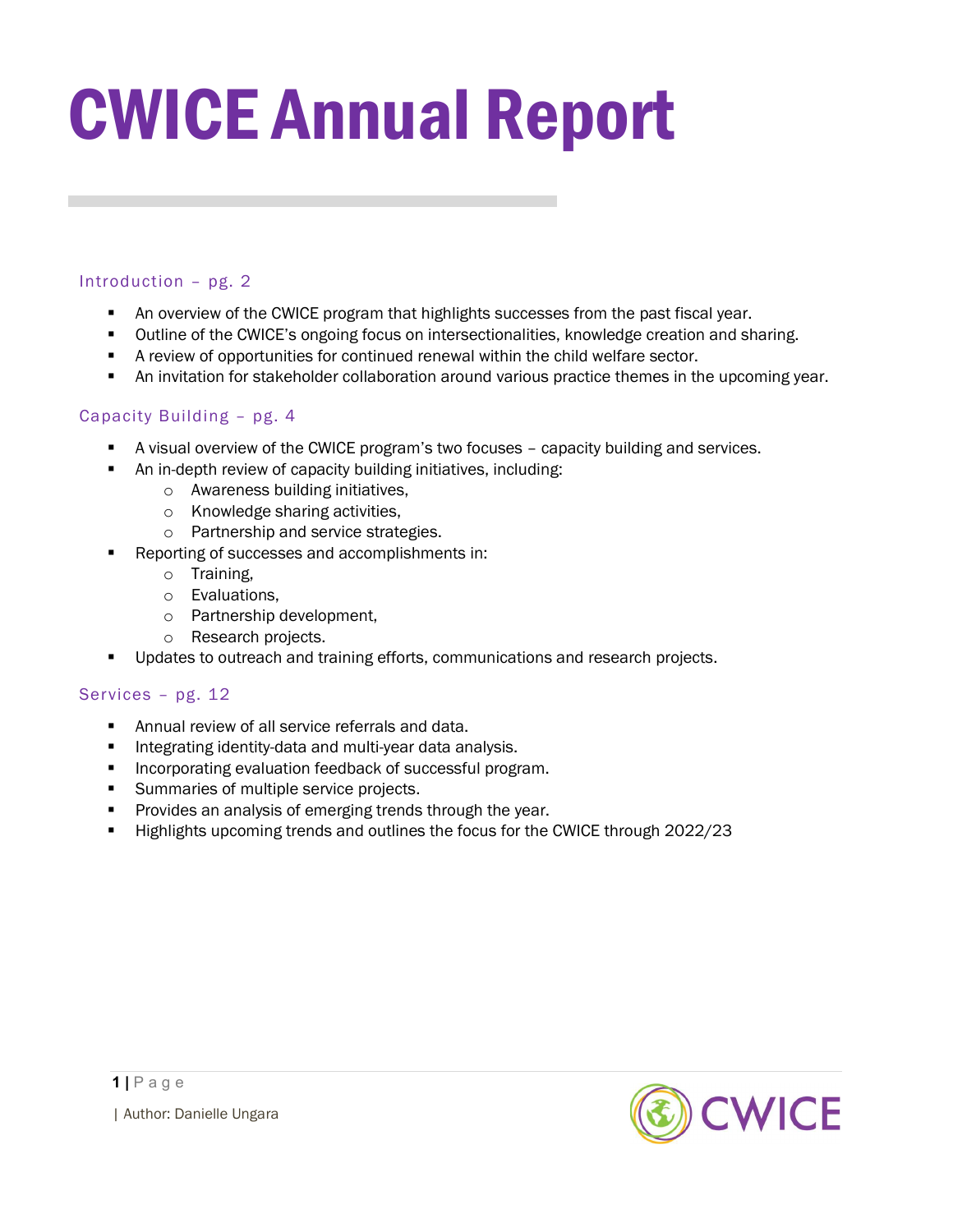# CWICE Annual Report

## Introduction – pg. 2

- An overview of the CWICE program that highlights successes from the past fiscal year.
- Outline of the CWICE's ongoing focus on intersectionalities, knowledge creation and sharing.
- A review of opportunities for continued renewal within the child welfare sector.
- An invitation for stakeholder collaboration around various practice themes in the upcoming year.

## Capacity Building – pg. 4

- A visual overview of the CWICE program's two focuses – capacity building and services.
- An in-depth review of capacity building initiatives, including:
  - Awareness building initiatives,
  - Knowledge sharing activities,
  - Partnership and service strategies.
- Reporting of successes and accomplishments in:
  - Training,
  - Evaluations,
  - Partnership development,
  - Research projects.
- Updates to outreach and training efforts, communications and research projects.

## Services – pg. 12

- Annual review of all service referrals and data.
- Integrating identity-data and multi-year data analysis.
- Incorporating evaluation feedback of successful program.
- Summaries of multiple service projects.
- Provides an analysis of emerging trends through the year.
- Highlights upcoming trends and outlines the focus for the CWICE through 2022/23

| Author: Danielle Ungara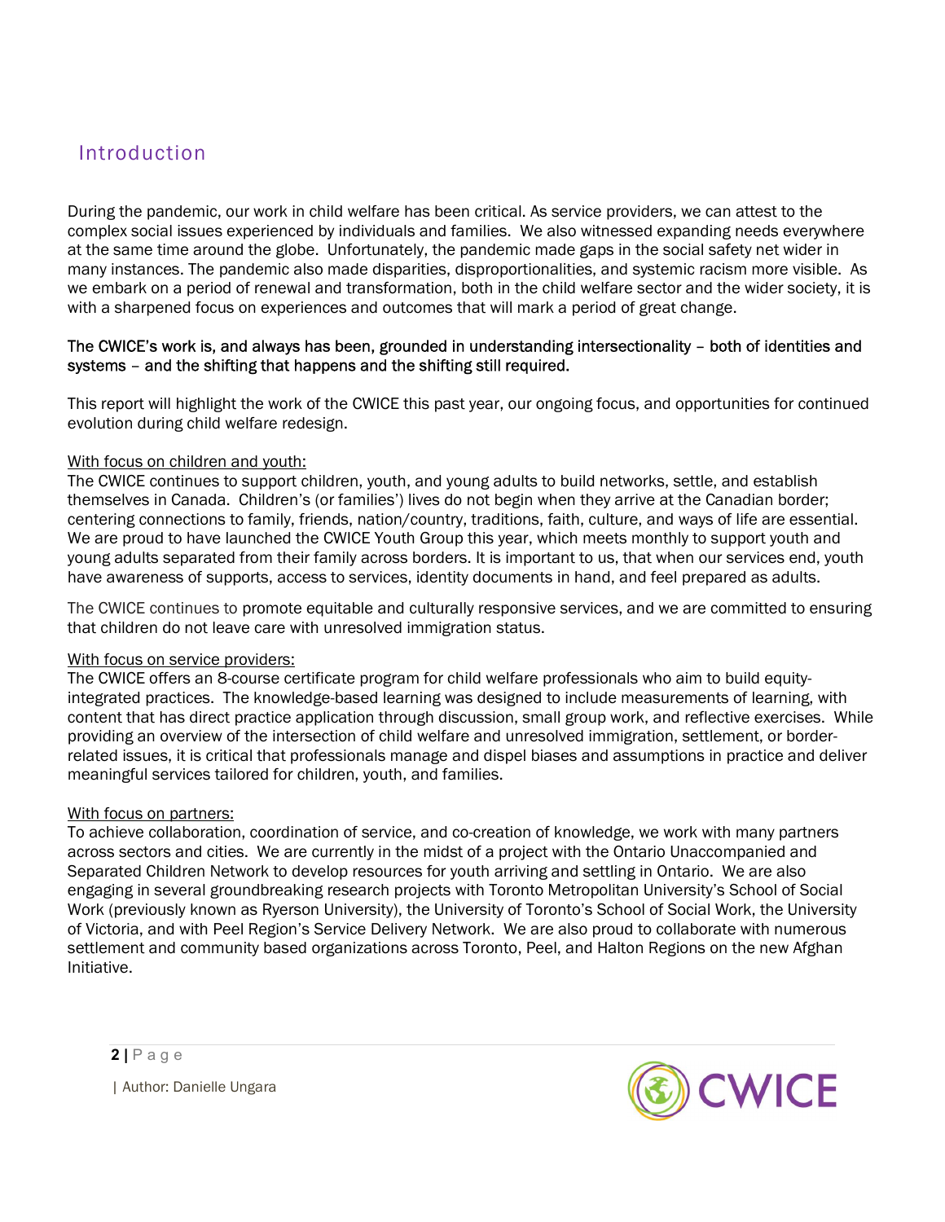## Introduction

During the pandemic, our work in child welfare has been critical. As service providers, we can attest to the complex social issues experienced by individuals and families. We also witnessed expanding needs everywhere at the same time around the globe. Unfortunately, the pandemic made gaps in the social safety net wider in many instances. The pandemic also made disparities, disproportionalities, and systemic racism more visible. As we embark on a period of renewal and transformation, both in the child welfare sector and the wider society, it is with a sharpened focus on experiences and outcomes that will mark a period of great change.

**The CWICE's work is, and always has been, grounded in understanding intersectionality – both of identities and systems – and the shifting that happens and the shifting still required.**

This report will highlight the work of the CWICE this past year, our ongoing focus, and opportunities for continued evolution during child welfare redesign.

<u>With focus on children and youth:</u>
The CWICE continues to support children, youth, and young adults to build networks, settle, and establish themselves in Canada. Children's (or families') lives do not begin when they arrive at the Canadian border; centering connections to family, friends, nation/country, traditions, faith, culture, and ways of life are essential. We are proud to have launched the CWICE Youth Group this year, which meets monthly to support youth and young adults separated from their family across borders. It is important to us, that when our services end, youth have awareness of supports, access to services, identity documents in hand, and feel prepared as adults.

The CWICE continues to promote equitable and culturally responsive services, and we are committed to ensuring that children do not leave care with unresolved immigration status.

<u>With focus on service providers:</u>
The CWICE offers an 8-course certificate program for child welfare professionals who aim to build equity-integrated practices. The knowledge-based learning was designed to include measurements of learning, with content that has direct practice application through discussion, small group work, and reflective exercises. While providing an overview of the intersection of child welfare and unresolved immigration, settlement, or border-related issues, it is critical that professionals manage and dispel biases and assumptions in practice and deliver meaningful services tailored for children, youth, and families.

<u>With focus on partners:</u>
To achieve collaboration, coordination of service, and co-creation of knowledge, we work with many partners across sectors and cities. We are currently in the midst of a project with the Ontario Unaccompanied and Separated Children Network to develop resources for youth arriving and settling in Ontario. We are also engaging in several groundbreaking research projects with Toronto Metropolitan University's School of Social Work (previously known as Ryerson University), the University of Toronto's School of Social Work, the University of Victoria, and with Peel Region's Service Delivery Network. We are also proud to collaborate with numerous settlement and community based organizations across Toronto, Peel, and Halton Regions on the new Afghan Initiative.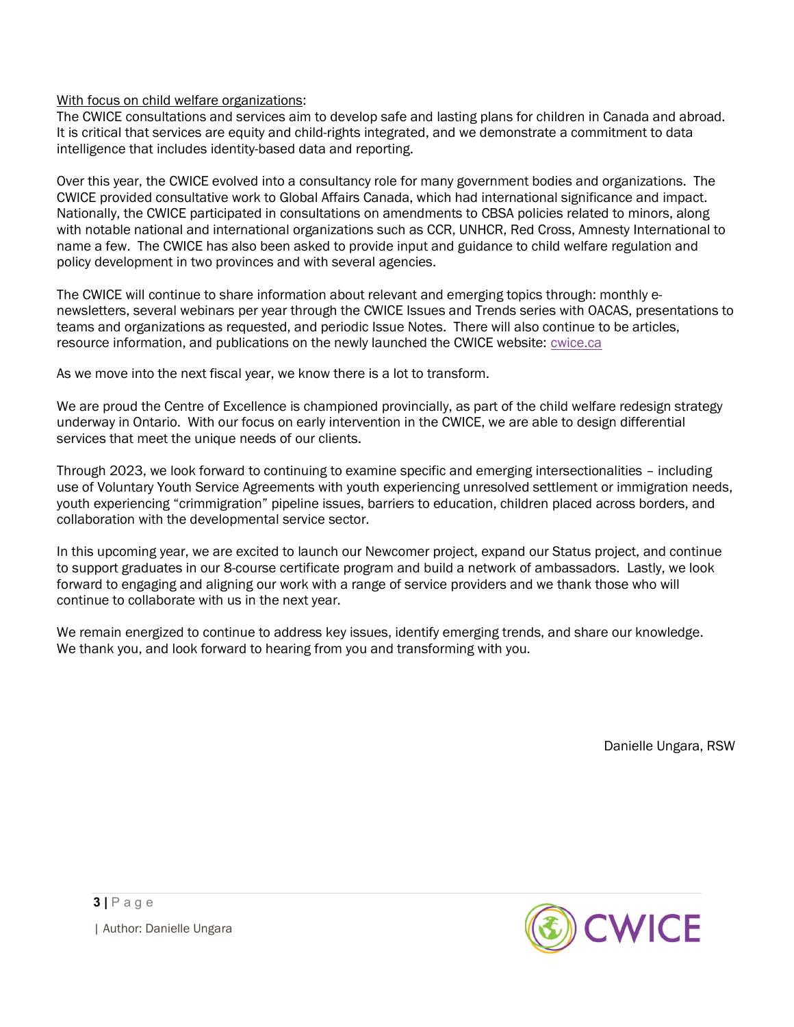With focus on child welfare organizations:

The CWICE consultations and services aim to develop safe and lasting plans for children in Canada and abroad. It is critical that services are equity and child-rights integrated, and we demonstrate a commitment to data intelligence that includes identity-based data and reporting.

Over this year, the CWICE evolved into a consultancy role for many government bodies and organizations. The CWICE provided consultative work to Global Affairs Canada, which had international significance and impact. Nationally, the CWICE participated in consultations on amendments to CBSA policies related to minors, along with notable national and international organizations such as CCR, UNHCR, Red Cross, Amnesty International to name a few. The CWICE has also been asked to provide input and guidance to child welfare regulation and policy development in two provinces and with several agencies.

The CWICE will continue to share information about relevant and emerging topics through: monthly e-newsletters, several webinars per year through the CWICE Issues and Trends series with OACAS, presentations to teams and organizations as requested, and periodic Issue Notes. There will also continue to be articles, resource information, and publications on the newly launched the CWICE website: cwice.ca

As we move into the next fiscal year, we know there is a lot to transform.

We are proud the Centre of Excellence is championed provincially, as part of the child welfare redesign strategy underway in Ontario. With our focus on early intervention in the CWICE, we are able to design differential services that meet the unique needs of our clients.

Through 2023, we look forward to continuing to examine specific and emerging intersectionalities – including use of Voluntary Youth Service Agreements with youth experiencing unresolved settlement or immigration needs, youth experiencing "crimmigration" pipeline issues, barriers to education, children placed across borders, and collaboration with the developmental service sector.

In this upcoming year, we are excited to launch our Newcomer project, expand our Status project, and continue to support graduates in our 8-course certificate program and build a network of ambassadors. Lastly, we look forward to engaging and aligning our work with a range of service providers and we thank those who will continue to collaborate with us in the next year.

We remain energized to continue to address key issues, identify emerging trends, and share our knowledge. We thank you, and look forward to hearing from you and transforming with you.

Danielle Ungara, RSW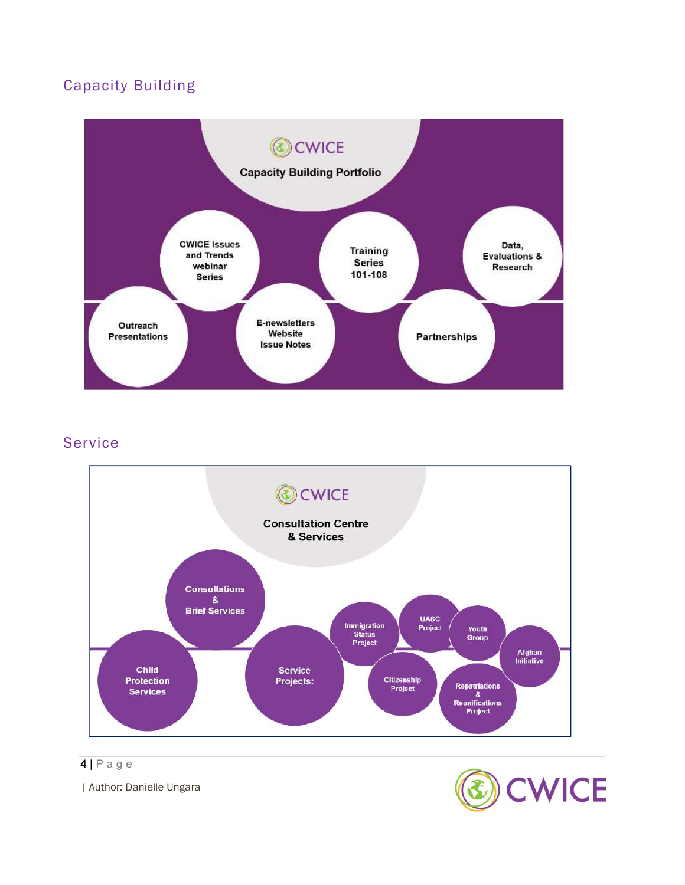## Capacity Building

CWICE

Capacity Building Portfolio

CWICE Issues and Trends webinar Series

Training Series 101-108

Data, Evaluations & Research

Outreach Presentations

E-newsletters Website Issue Notes

Partnerships

## Service

CWICE

Consultation Centre & Services

Consultations & Brief Services

Child Protection Services

Service Projects:

Immigration Status Project

UASC Project

Youth Group

Afghan Initiative

Citizenship Project

Repatriations & Reunifications Project

| Author: Danielle Ungara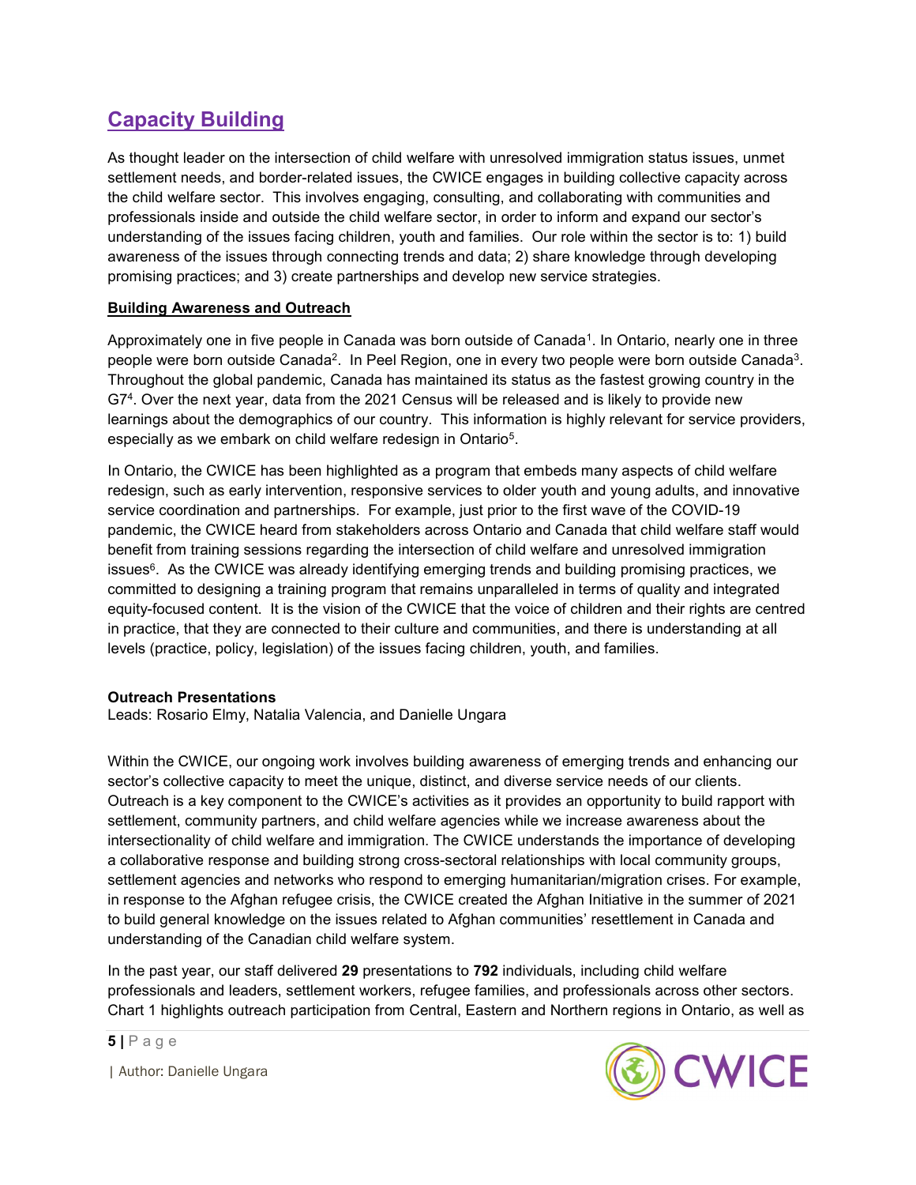## Capacity Building

As thought leader on the intersection of child welfare with unresolved immigration status issues, unmet settlement needs, and border-related issues, the CWICE engages in building collective capacity across the child welfare sector. This involves engaging, consulting, and collaborating with communities and professionals inside and outside the child welfare sector, in order to inform and expand our sector's understanding of the issues facing children, youth and families. Our role within the sector is to: 1) build awareness of the issues through connecting trends and data; 2) share knowledge through developing promising practices; and 3) create partnerships and develop new service strategies.

### Building Awareness and Outreach

Approximately one in five people in Canada was born outside of Canada[1]. In Ontario, nearly one in three people were born outside Canada[2]. In Peel Region, one in every two people were born outside Canada[3]. Throughout the global pandemic, Canada has maintained its status as the fastest growing country in the G7[4]. Over the next year, data from the 2021 Census will be released and is likely to provide new learnings about the demographics of our country. This information is highly relevant for service providers, especially as we embark on child welfare redesign in Ontario[5].

In Ontario, the CWICE has been highlighted as a program that embeds many aspects of child welfare redesign, such as early intervention, responsive services to older youth and young adults, and innovative service coordination and partnerships. For example, just prior to the first wave of the COVID-19 pandemic, the CWICE heard from stakeholders across Ontario and Canada that child welfare staff would benefit from training sessions regarding the intersection of child welfare and unresolved immigration issues[6]. As the CWICE was already identifying emerging trends and building promising practices, we committed to designing a training program that remains unparalleled in terms of quality and integrated equity-focused content. It is the vision of the CWICE that the voice of children and their rights are centred in practice, that they are connected to their culture and communities, and there is understanding at all levels (practice, policy, legislation) of the issues facing children, youth, and families.

**Outreach Presentations**

Leads: Rosario Elmy, Natalia Valencia, and Danielle Ungara

Within the CWICE, our ongoing work involves building awareness of emerging trends and enhancing our sector's collective capacity to meet the unique, distinct, and diverse service needs of our clients. Outreach is a key component to the CWICE's activities as it provides an opportunity to build rapport with settlement, community partners, and child welfare agencies while we increase awareness about the intersectionality of child welfare and immigration. The CWICE understands the importance of developing a collaborative response and building strong cross-sectoral relationships with local community groups, settlement agencies and networks who respond to emerging humanitarian/migration crises. For example, in response to the Afghan refugee crisis, the CWICE created the Afghan Initiative in the summer of 2021 to build general knowledge on the issues related to Afghan communities' resettlement in Canada and understanding of the Canadian child welfare system.

In the past year, our staff delivered **29** presentations to **792** individuals, including child welfare professionals and leaders, settlement workers, refugee families, and professionals across other sectors. Chart 1 highlights outreach participation from Central, Eastern and Northern regions in Ontario, as well as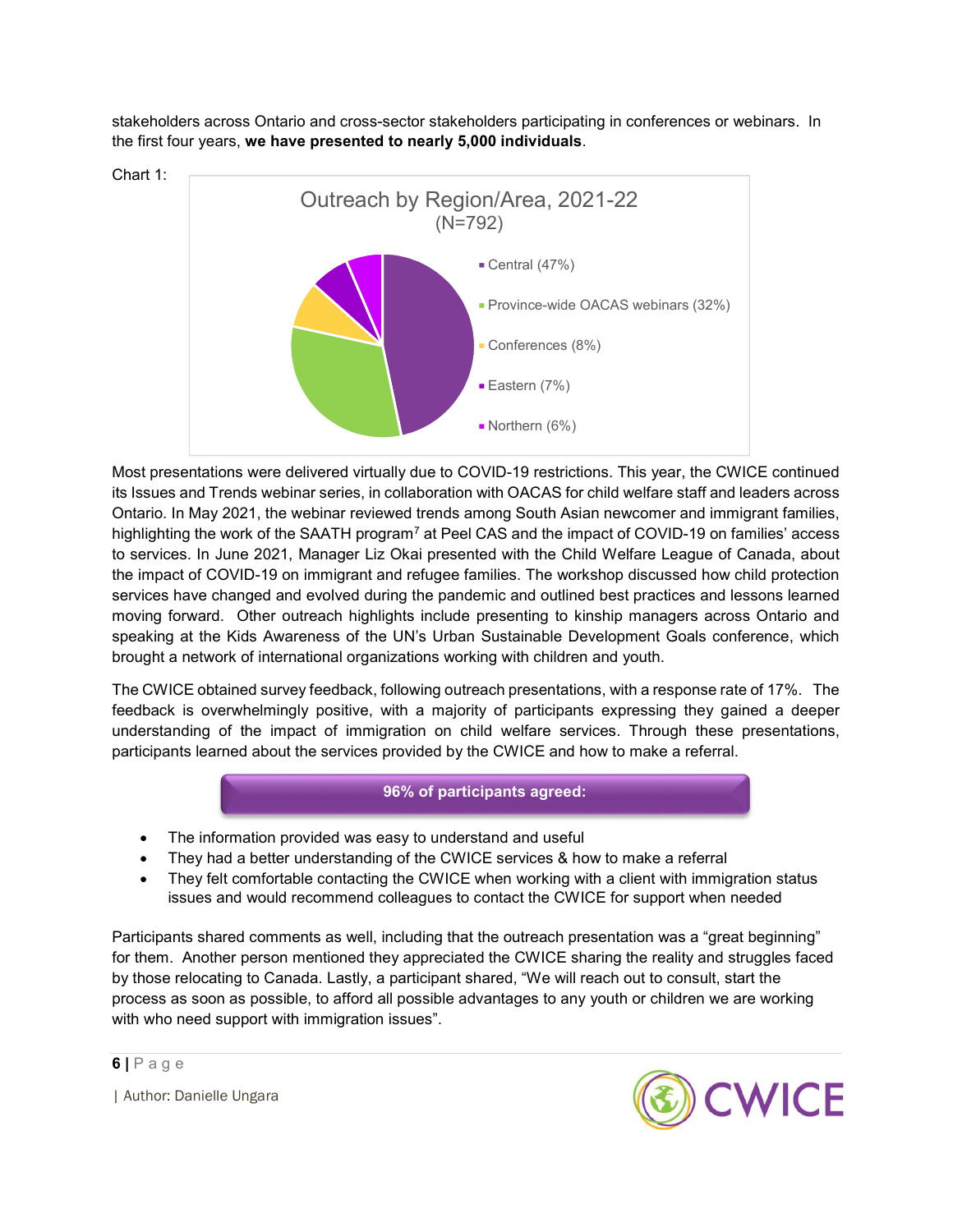stakeholders across Ontario and cross-sector stakeholders participating in conferences or webinars. In the first four years, **we have presented to nearly 5,000 individuals**.

Chart 1:

Outreach by Region/Area, 2021-22
(N=792)

Central (47%)
Province-wide OACAS webinars (32%)
Conferences (8%)
Eastern (7%)
Northern (6%)

Most presentations were delivered virtually due to COVID-19 restrictions. This year, the CWICE continued its Issues and Trends webinar series, in collaboration with OACAS for child welfare staff and leaders across Ontario. In May 2021, the webinar reviewed trends among South Asian newcomer and immigrant families, highlighting the work of the SAATH program[7] at Peel CAS and the impact of COVID-19 on families' access to services. In June 2021, Manager Liz Okai presented with the Child Welfare League of Canada, about the impact of COVID-19 on immigrant and refugee families. The workshop discussed how child protection services have changed and evolved during the pandemic and outlined best practices and lessons learned moving forward. Other outreach highlights include presenting to kinship managers across Ontario and speaking at the Kids Awareness of the UN's Urban Sustainable Development Goals conference, which brought a network of international organizations working with children and youth.

The CWICE obtained survey feedback, following outreach presentations, with a response rate of 17%. The feedback is overwhelmingly positive, with a majority of participants expressing they gained a deeper understanding of the impact of immigration on child welfare services. Through these presentations, participants learned about the services provided by the CWICE and how to make a referral.

**96% of participants agreed:**

- The information provided was easy to understand and useful
- They had a better understanding of the CWICE services & how to make a referral
- They felt comfortable contacting the CWICE when working with a client with immigration status issues and would recommend colleagues to contact the CWICE for support when needed

Participants shared comments as well, including that the outreach presentation was a "great beginning" for them. Another person mentioned they appreciated the CWICE sharing the reality and struggles faced by those relocating to Canada. Lastly, a participant shared, "We will reach out to consult, start the process as soon as possible, to afford all possible advantages to any youth or children we are working with who need support with immigration issues".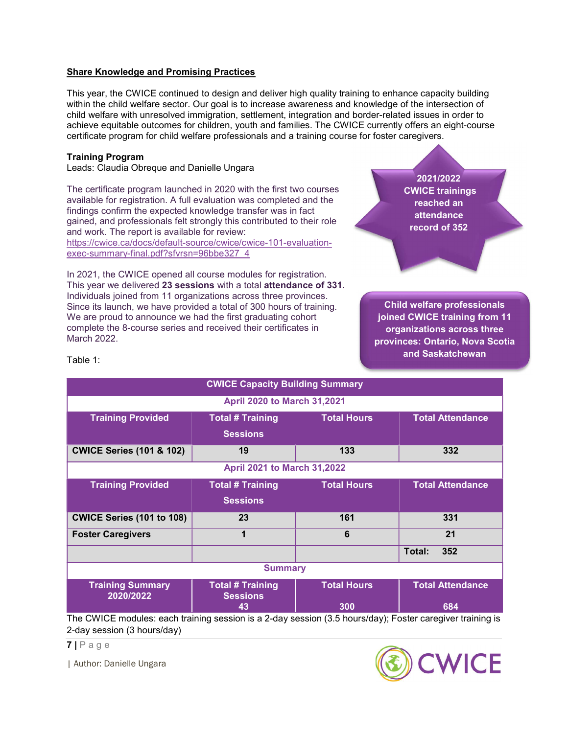**Share Knowledge and Promising Practices**

This year, the CWICE continued to design and deliver high quality training to enhance capacity building within the child welfare sector. Our goal is to increase awareness and knowledge of the intersection of child welfare with unresolved immigration, settlement, integration and border-related issues in order to achieve equitable outcomes for children, youth and families. The CWICE currently offers an eight-course certificate program for child welfare professionals and a training course for foster caregivers.

**Training Program**

Leads: Claudia Obreque and Danielle Ungara

The certificate program launched in 2020 with the first two courses available for registration. A full evaluation was completed and the findings confirm the expected knowledge transfer was in fact gained, and professionals felt strongly this contributed to their role and work. The report is available for review: https://cwice.ca/docs/default-source/cwice/cwice-101-evaluation-exec-summary-final.pdf?sfvrsn=96bbe327_4

In 2021, the CWICE opened all course modules for registration. This year we delivered **23 sessions** with a total **attendance of 331.** Individuals joined from 11 organizations across three provinces. Since its launch, we have provided a total of 300 hours of training. We are proud to announce we had the first graduating cohort complete the 8-course series and received their certificates in March 2022.

**2021/2022 CWICE trainings reached an attendance record of 352**

**Child welfare professionals joined CWICE training from 11 organizations across three provinces: Ontario, Nova Scotia and Saskatchewan**

Table 1:

| CWICE Capacity Building Summary | | | |
|---|---|---|---|
| **April 2020 to March 31,2021** | | | |
| **Training Provided** | **Total # Training Sessions** | **Total Hours** | **Total Attendance** |
| **CWICE Series (101 & 102)** | 19 | 133 | 332 |
| **April 2021 to March 31,2022** | | | |
| **Training Provided** | **Total # Training Sessions** | **Total Hours** | **Total Attendance** |
| **CWICE Series (101 to 108)** | 23 | 161 | 331 |
| **Foster Caregivers** | 1 | 6 | 21 |
| | | | Total: 352 |
| **Summary** | | | |
| **Training Summary 2020/2022** | **Total # Training Sessions** 43 | **Total Hours** 300 | **Total Attendance** 684 |

The CWICE modules: each training session is a 2-day session (3.5 hours/day); Foster caregiver training is 2-day session (3 hours/day)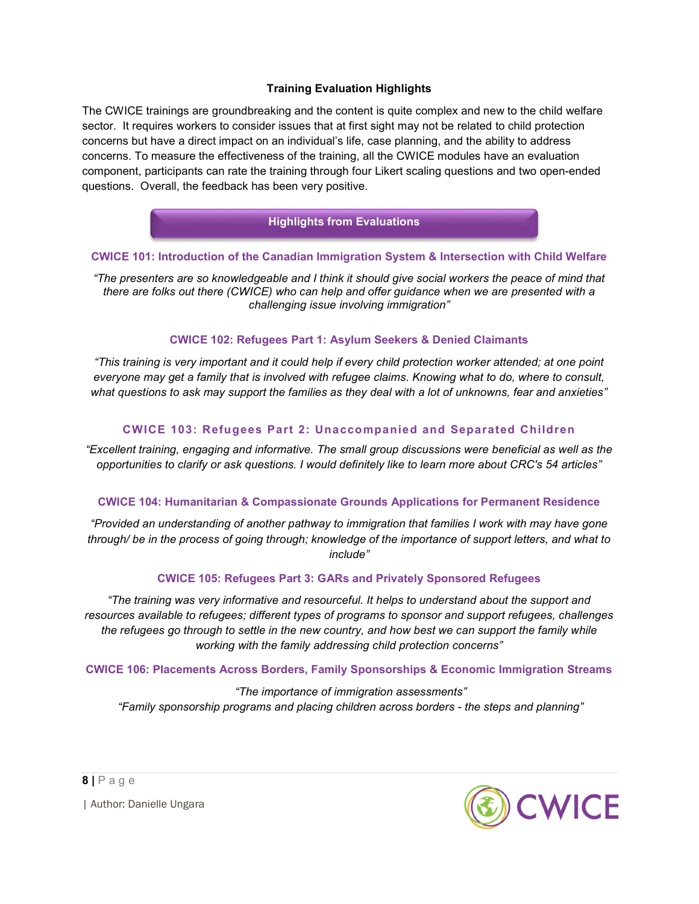## Training Evaluation Highlights

The CWICE trainings are groundbreaking and the content is quite complex and new to the child welfare sector. It requires workers to consider issues that at first sight may not be related to child protection concerns but have a direct impact on an individual's life, case planning, and the ability to address concerns. To measure the effectiveness of the training, all the CWICE modules have an evaluation component, participants can rate the training through four Likert scaling questions and two open-ended questions. Overall, the feedback has been very positive.

### Highlights from Evaluations

**CWICE 101: Introduction of the Canadian Immigration System & Intersection with Child Welfare**

*"The presenters are so knowledgeable and I think it should give social workers the peace of mind that there are folks out there (CWICE) who can help and offer guidance when we are presented with a challenging issue involving immigration"*

**CWICE 102: Refugees Part 1: Asylum Seekers & Denied Claimants**

*"This training is very important and it could help if every child protection worker attended; at one point everyone may get a family that is involved with refugee claims. Knowing what to do, where to consult, what questions to ask may support the families as they deal with a lot of unknowns, fear and anxieties"*

**CWICE 103: Refugees Part 2: Unaccompanied and Separated Children**

*"Excellent training, engaging and informative. The small group discussions were beneficial as well as the opportunities to clarify or ask questions. I would definitely like to learn more about CRC's 54 articles"*

**CWICE 104: Humanitarian & Compassionate Grounds Applications for Permanent Residence**

*"Provided an understanding of another pathway to immigration that families I work with may have gone through/ be in the process of going through; knowledge of the importance of support letters, and what to include"*

**CWICE 105: Refugees Part 3: GARs and Privately Sponsored Refugees**

*"The training was very informative and resourceful. It helps to understand about the support and resources available to refugees; different types of programs to sponsor and support refugees, challenges the refugees go through to settle in the new country, and how best we can support the family while working with the family addressing child protection concerns"*

**CWICE 106: Placements Across Borders, Family Sponsorships & Economic Immigration Streams**

*"The importance of immigration assessments"*
*"Family sponsorship programs and placing children across borders - the steps and planning"*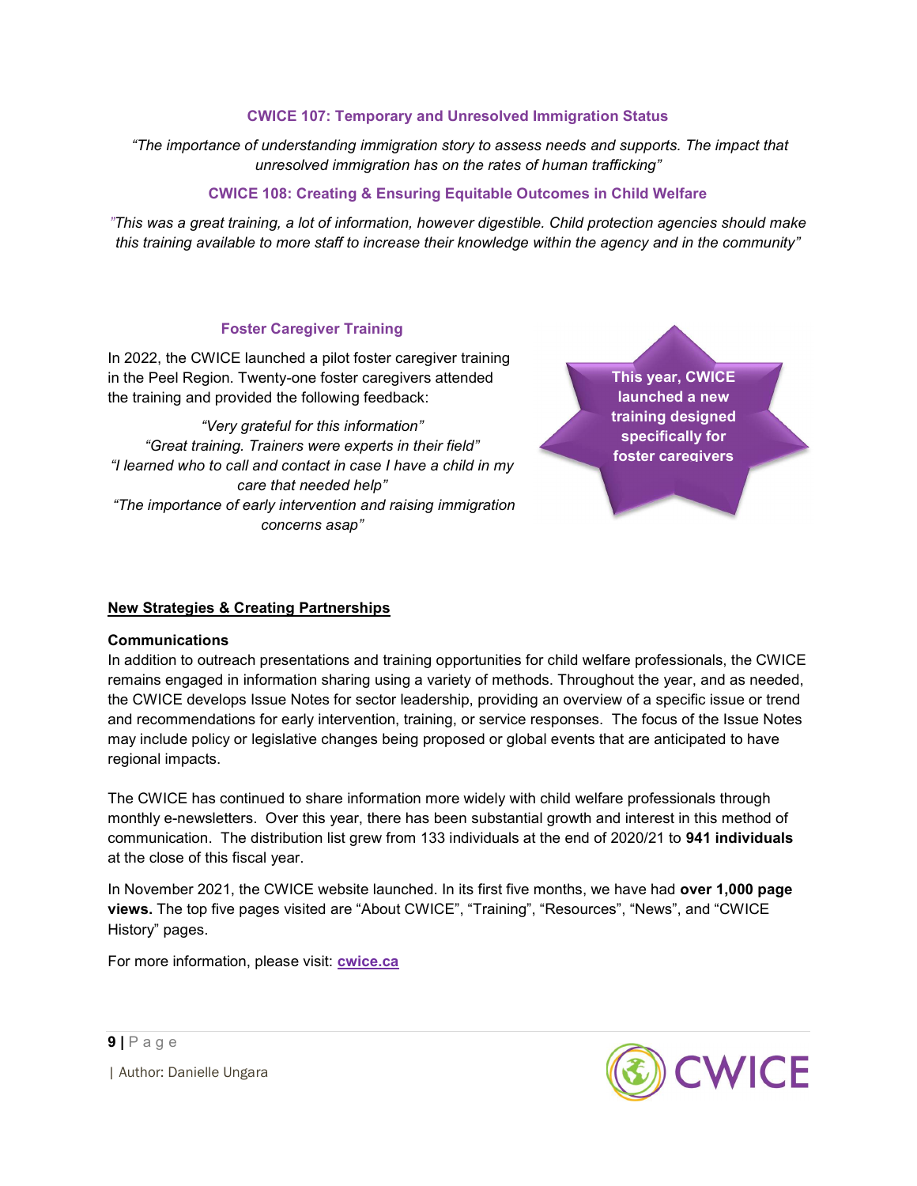### CWICE 107: Temporary and Unresolved Immigration Status

*"The importance of understanding immigration story to assess needs and supports. The impact that unresolved immigration has on the rates of human trafficking"*

### CWICE 108: Creating & Ensuring Equitable Outcomes in Child Welfare

*"This was a great training, a lot of information, however digestible. Child protection agencies should make this training available to more staff to increase their knowledge within the agency and in the community"*

### Foster Caregiver Training

In 2022, the CWICE launched a pilot foster caregiver training in the Peel Region. Twenty-one foster caregivers attended the training and provided the following feedback:

*"Very grateful for this information"*
*"Great training. Trainers were experts in their field"*
*"I learned who to call and contact in case I have a child in my care that needed help"*
*"The importance of early intervention and raising immigration concerns asap"*

**This year, CWICE launched a new training designed specifically for foster caregivers**

## New Strategies & Creating Partnerships

### Communications

In addition to outreach presentations and training opportunities for child welfare professionals, the CWICE remains engaged in information sharing using a variety of methods. Throughout the year, and as needed, the CWICE develops Issue Notes for sector leadership, providing an overview of a specific issue or trend and recommendations for early intervention, training, or service responses. The focus of the Issue Notes may include policy or legislative changes being proposed or global events that are anticipated to have regional impacts.

The CWICE has continued to share information more widely with child welfare professionals through monthly e-newsletters. Over this year, there has been substantial growth and interest in this method of communication. The distribution list grew from 133 individuals at the end of 2020/21 to **941 individuals** at the close of this fiscal year.

In November 2021, the CWICE website launched. In its first five months, we have had **over 1,000 page views.** The top five pages visited are "About CWICE", "Training", "Resources", "News", and "CWICE History" pages.

For more information, please visit: **cwice.ca**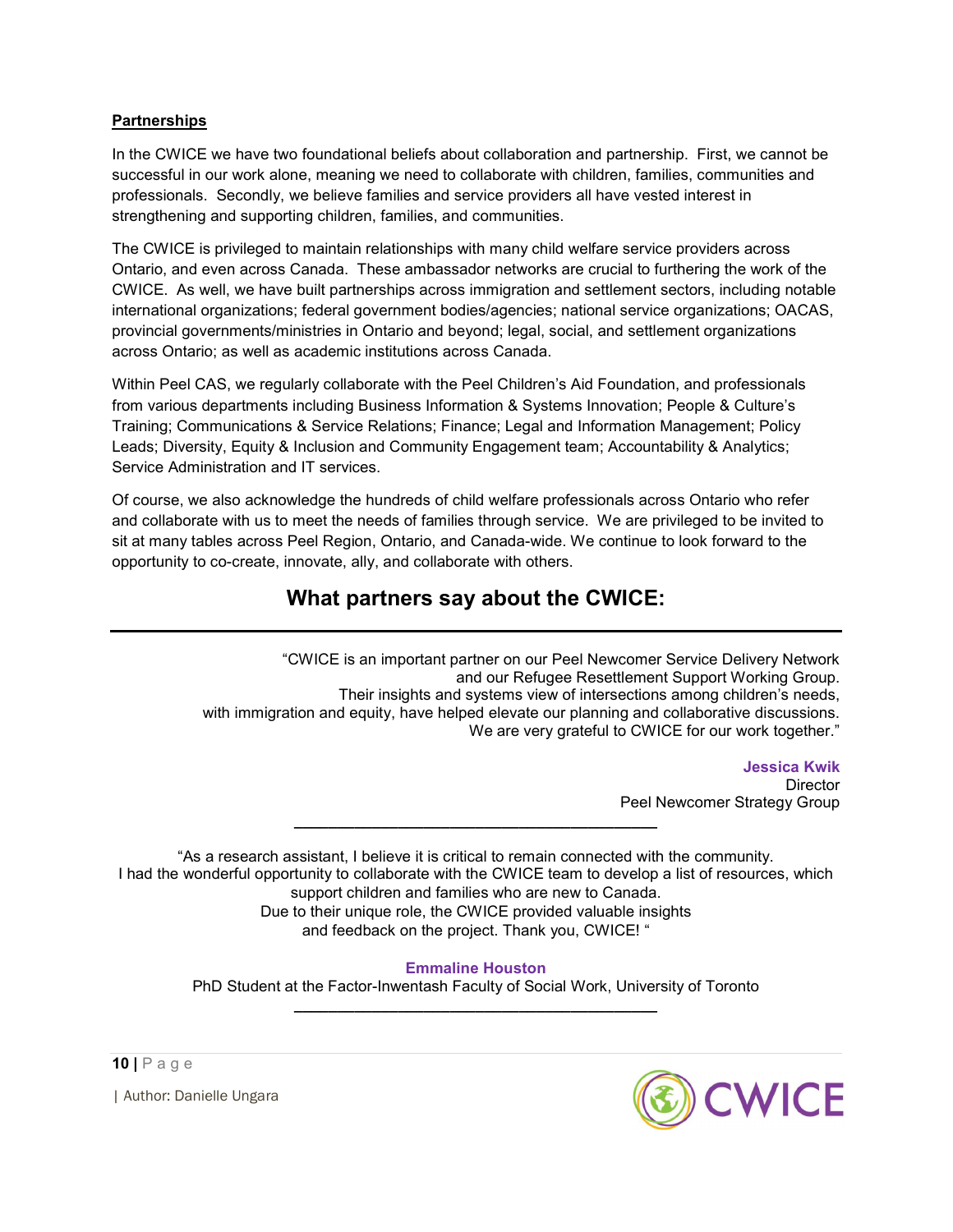**Partnerships**

In the CWICE we have two foundational beliefs about collaboration and partnership. First, we cannot be successful in our work alone, meaning we need to collaborate with children, families, communities and professionals. Secondly, we believe families and service providers all have vested interest in strengthening and supporting children, families, and communities.

The CWICE is privileged to maintain relationships with many child welfare service providers across Ontario, and even across Canada. These ambassador networks are crucial to furthering the work of the CWICE. As well, we have built partnerships across immigration and settlement sectors, including notable international organizations; federal government bodies/agencies; national service organizations; OACAS, provincial governments/ministries in Ontario and beyond; legal, social, and settlement organizations across Ontario; as well as academic institutions across Canada.

Within Peel CAS, we regularly collaborate with the Peel Children's Aid Foundation, and professionals from various departments including Business Information & Systems Innovation; People & Culture's Training; Communications & Service Relations; Finance; Legal and Information Management; Policy Leads; Diversity, Equity & Inclusion and Community Engagement team; Accountability & Analytics; Service Administration and IT services.

Of course, we also acknowledge the hundreds of child welfare professionals across Ontario who refer and collaborate with us to meet the needs of families through service. We are privileged to be invited to sit at many tables across Peel Region, Ontario, and Canada-wide. We continue to look forward to the opportunity to co-create, innovate, ally, and collaborate with others.

## What partners say about the CWICE:

---

"CWICE is an important partner on our Peel Newcomer Service Delivery Network and our Refugee Resettlement Support Working Group. Their insights and systems view of intersections among children's needs, with immigration and equity, have helped elevate our planning and collaborative discussions. We are very grateful to CWICE for our work together."

**Jessica Kwik**
Director
Peel Newcomer Strategy Group

---

"As a research assistant, I believe it is critical to remain connected with the community. I had the wonderful opportunity to collaborate with the CWICE team to develop a list of resources, which support children and families who are new to Canada. Due to their unique role, the CWICE provided valuable insights and feedback on the project. Thank you, CWICE! "

**Emmaline Houston**
PhD Student at the Factor-Inwentash Faculty of Social Work, University of Toronto

---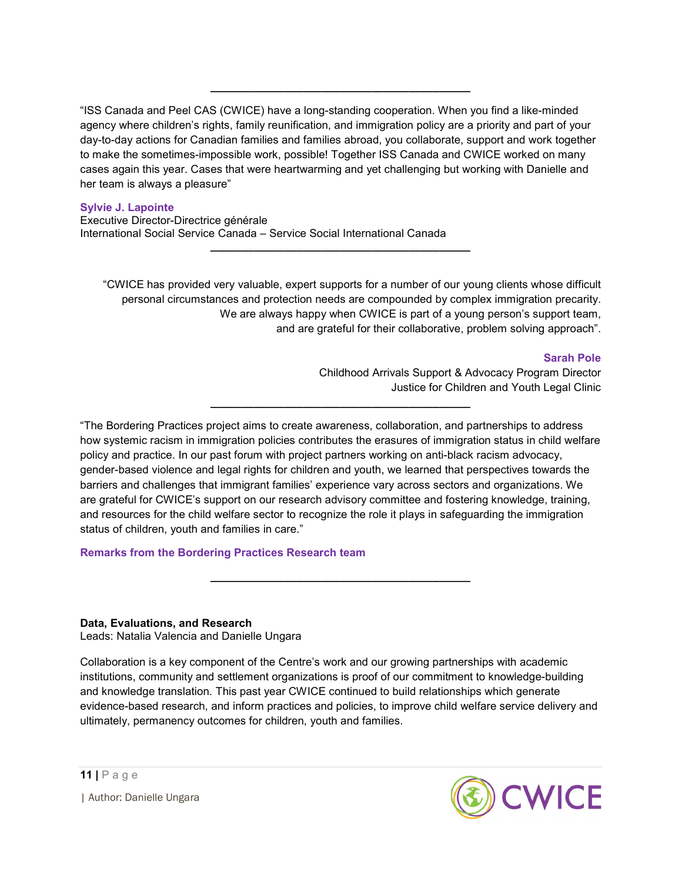---

"ISS Canada and Peel CAS (CWICE) have a long-standing cooperation. When you find a like-minded agency where children's rights, family reunification, and immigration policy are a priority and part of your day-to-day actions for Canadian families and families abroad, you collaborate, support and work together to make the sometimes-impossible work, possible! Together ISS Canada and CWICE worked on many cases again this year. Cases that were heartwarming and yet challenging but working with Danielle and her team is always a pleasure"

**Sylvie J. Lapointe**
Executive Director-Directrice générale
International Social Service Canada – Service Social International Canada

---

"CWICE has provided very valuable, expert supports for a number of our young clients whose difficult personal circumstances and protection needs are compounded by complex immigration precarity. We are always happy when CWICE is part of a young person's support team, and are grateful for their collaborative, problem solving approach".

**Sarah Pole**
Childhood Arrivals Support & Advocacy Program Director
Justice for Children and Youth Legal Clinic

---

"The Bordering Practices project aims to create awareness, collaboration, and partnerships to address how systemic racism in immigration policies contributes the erasures of immigration status in child welfare policy and practice. In our past forum with project partners working on anti-black racism advocacy, gender-based violence and legal rights for children and youth, we learned that perspectives towards the barriers and challenges that immigrant families' experience vary across sectors and organizations. We are grateful for CWICE's support on our research advisory committee and fostering knowledge, training, and resources for the child welfare sector to recognize the role it plays in safeguarding the immigration status of children, youth and families in care."

**Remarks from the Bordering Practices Research team**

---

**Data, Evaluations, and Research**
Leads: Natalia Valencia and Danielle Ungara

Collaboration is a key component of the Centre's work and our growing partnerships with academic institutions, community and settlement organizations is proof of our commitment to knowledge-building and knowledge translation. This past year CWICE continued to build relationships which generate evidence-based research, and inform practices and policies, to improve child welfare service delivery and ultimately, permanency outcomes for children, youth and families.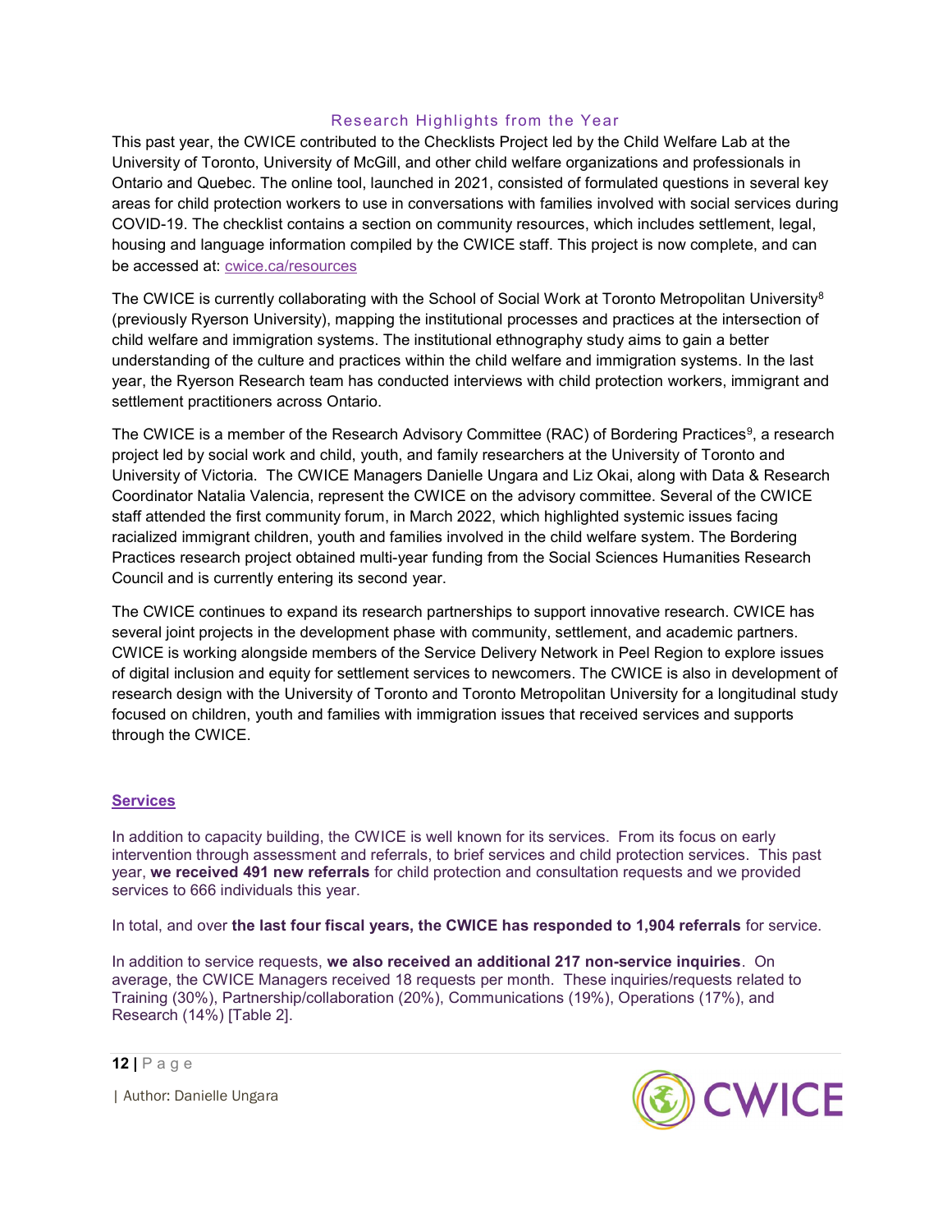## Research Highlights from the Year

This past year, the CWICE contributed to the Checklists Project led by the Child Welfare Lab at the University of Toronto, University of McGill, and other child welfare organizations and professionals in Ontario and Quebec. The online tool, launched in 2021, consisted of formulated questions in several key areas for child protection workers to use in conversations with families involved with social services during COVID-19. The checklist contains a section on community resources, which includes settlement, legal, housing and language information compiled by the CWICE staff. This project is now complete, and can be accessed at: cwice.ca/resources

The CWICE is currently collaborating with the School of Social Work at Toronto Metropolitan University[8] (previously Ryerson University), mapping the institutional processes and practices at the intersection of child welfare and immigration systems. The institutional ethnography study aims to gain a better understanding of the culture and practices within the child welfare and immigration systems. In the last year, the Ryerson Research team has conducted interviews with child protection workers, immigrant and settlement practitioners across Ontario.

The CWICE is a member of the Research Advisory Committee (RAC) of Bordering Practices[9], a research project led by social work and child, youth, and family researchers at the University of Toronto and University of Victoria. The CWICE Managers Danielle Ungara and Liz Okai, along with Data & Research Coordinator Natalia Valencia, represent the CWICE on the advisory committee. Several of the CWICE staff attended the first community forum, in March 2022, which highlighted systemic issues facing racialized immigrant children, youth and families involved in the child welfare system. The Bordering Practices research project obtained multi-year funding from the Social Sciences Humanities Research Council and is currently entering its second year.

The CWICE continues to expand its research partnerships to support innovative research. CWICE has several joint projects in the development phase with community, settlement, and academic partners. CWICE is working alongside members of the Service Delivery Network in Peel Region to explore issues of digital inclusion and equity for settlement services to newcomers. The CWICE is also in development of research design with the University of Toronto and Toronto Metropolitan University for a longitudinal study focused on children, youth and families with immigration issues that received services and supports through the CWICE.

## Services

In addition to capacity building, the CWICE is well known for its services. From its focus on early intervention through assessment and referrals, to brief services and child protection services. This past year, **we received 491 new referrals** for child protection and consultation requests and we provided services to 666 individuals this year.

In total, and over **the last four fiscal years, the CWICE has responded to 1,904 referrals** for service.

In addition to service requests, **we also received an additional 217 non-service inquiries**. On average, the CWICE Managers received 18 requests per month. These inquiries/requests related to Training (30%), Partnership/collaboration (20%), Communications (19%), Operations (17%), and Research (14%) [Table 2].

| Author: Danielle Ungara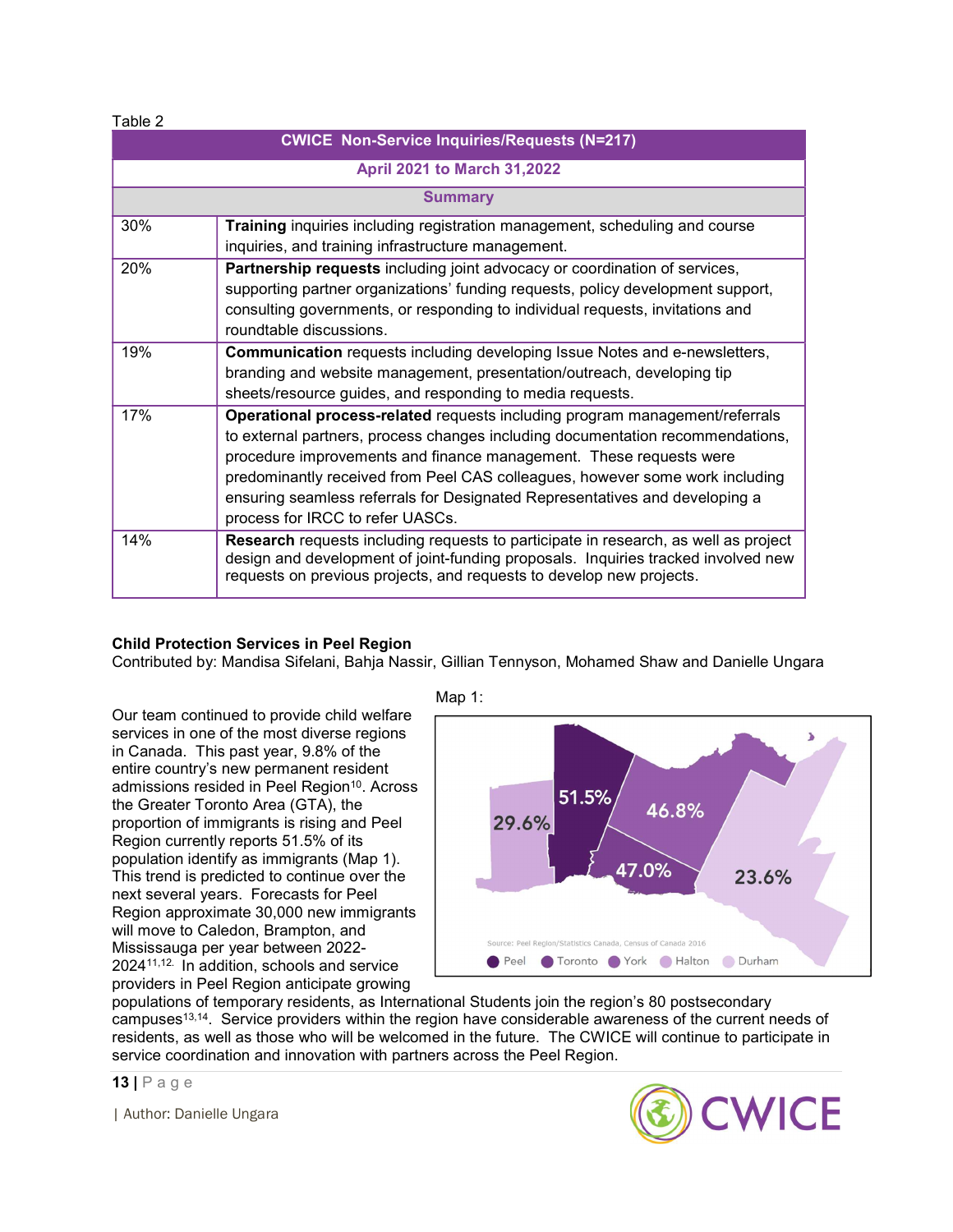Table 2

| CWICE Non-Service Inquiries/Requests (N=217) | |
|---|---|
| April 2021 to March 31,2022 | |
| Summary | |
| 30% | **Training** inquiries including registration management, scheduling and course inquiries, and training infrastructure management. |
| 20% | **Partnership requests** including joint advocacy or coordination of services, supporting partner organizations' funding requests, policy development support, consulting governments, or responding to individual requests, invitations and roundtable discussions. |
| 19% | **Communication** requests including developing Issue Notes and e-newsletters, branding and website management, presentation/outreach, developing tip sheets/resource guides, and responding to media requests. |
| 17% | **Operational process-related** requests including program management/referrals to external partners, process changes including documentation recommendations, procedure improvements and finance management. These requests were predominantly received from Peel CAS colleagues, however some work including ensuring seamless referrals for Designated Representatives and developing a process for IRCC to refer UASCs. |
| 14% | **Research** requests including requests to participate in research, as well as project design and development of joint-funding proposals. Inquiries tracked involved new requests on previous projects, and requests to develop new projects. |

**Child Protection Services in Peel Region**

Contributed by: Mandisa Sifelani, Bahja Nassir, Gillian Tennyson, Mohamed Shaw and Danielle Ungara

Our team continued to provide child welfare services in one of the most diverse regions in Canada. This past year, 9.8% of the entire country's new permanent resident admissions resided in Peel Region[10]. Across the Greater Toronto Area (GTA), the proportion of immigrants is rising and Peel Region currently reports 51.5% of its population identify as immigrants (Map 1). This trend is predicted to continue over the next several years. Forecasts for Peel Region approximate 30,000 new immigrants will move to Caledon, Brampton, and Mississauga per year between 2022-2024[11,12]. In addition, schools and service providers in Peel Region anticipate growing populations of temporary residents, as International Students join the region's 80 postsecondary campuses[13,14]. Service providers within the region have considerable awareness of the current needs of residents, as well as those who will be welcomed in the future. The CWICE will continue to participate in service coordination and innovation with partners across the Peel Region.

Map 1:

29.6%
51.5%
46.8%
47.0%
23.6%

Source: Peel Region/Statistics Canada, Census of Canada 2016

Peel Toronto York Halton Durham

| Author: Danielle Ungara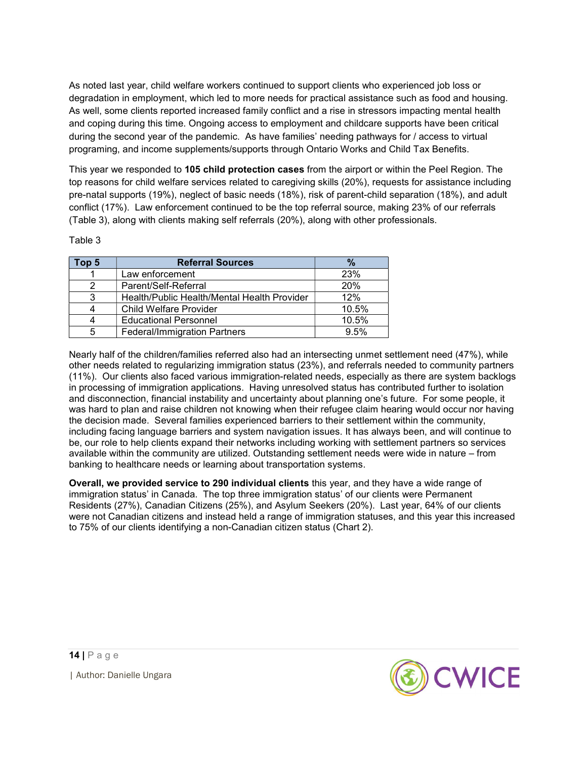As noted last year, child welfare workers continued to support clients who experienced job loss or degradation in employment, which led to more needs for practical assistance such as food and housing. As well, some clients reported increased family conflict and a rise in stressors impacting mental health and coping during this time. Ongoing access to employment and childcare supports have been critical during the second year of the pandemic. As have families' needing pathways for / access to virtual programing, and income supplements/supports through Ontario Works and Child Tax Benefits.

This year we responded to **105 child protection cases** from the airport or within the Peel Region. The top reasons for child welfare services related to caregiving skills (20%), requests for assistance including pre-natal supports (19%), neglect of basic needs (18%), risk of parent-child separation (18%), and adult conflict (17%). Law enforcement continued to be the top referral source, making 23% of our referrals (Table 3), along with clients making self referrals (20%), along with other professionals.

Table 3

| Top 5 | Referral Sources | % |
|---|---|---|
| 1 | Law enforcement | 23% |
| 2 | Parent/Self-Referral | 20% |
| 3 | Health/Public Health/Mental Health Provider | 12% |
| 4 | Child Welfare Provider | 10.5% |
| 4 | Educational Personnel | 10.5% |
| 5 | Federal/Immigration Partners | 9.5% |

Nearly half of the children/families referred also had an intersecting unmet settlement need (47%), while other needs related to regularizing immigration status (23%), and referrals needed to community partners (11%). Our clients also faced various immigration-related needs, especially as there are system backlogs in processing of immigration applications. Having unresolved status has contributed further to isolation and disconnection, financial instability and uncertainty about planning one's future. For some people, it was hard to plan and raise children not knowing when their refugee claim hearing would occur nor having the decision made. Several families experienced barriers to their settlement within the community, including facing language barriers and system navigation issues. It has always been, and will continue to be, our role to help clients expand their networks including working with settlement partners so services available within the community are utilized. Outstanding settlement needs were wide in nature – from banking to healthcare needs or learning about transportation systems.

**Overall, we provided service to 290 individual clients** this year, and they have a wide range of immigration status' in Canada. The top three immigration status' of our clients were Permanent Residents (27%), Canadian Citizens (25%), and Asylum Seekers (20%). Last year, 64% of our clients were not Canadian citizens and instead held a range of immigration statuses, and this year this increased to 75% of our clients identifying a non-Canadian citizen status (Chart 2).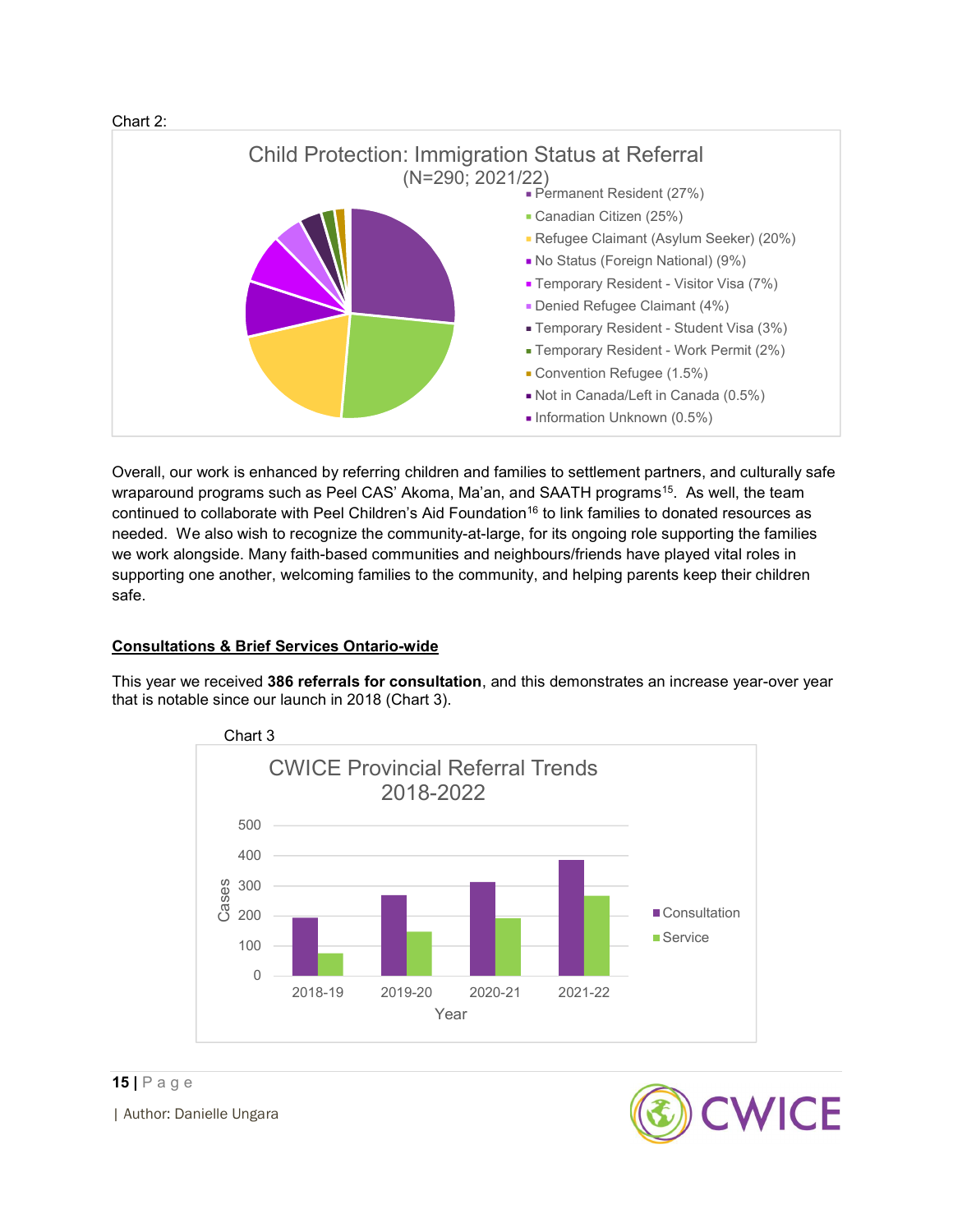Chart 2:

Child Protection: Immigration Status at Referral
(N=290; 2021/22)

- Permanent Resident (27%)
- Canadian Citizen (25%)
- Refugee Claimant (Asylum Seeker) (20%)
- No Status (Foreign National) (9%)
- Temporary Resident - Visitor Visa (7%)
- Denied Refugee Claimant (4%)
- Temporary Resident - Student Visa (3%)
- Temporary Resident - Work Permit (2%)
- Convention Refugee (1.5%)
- Not in Canada/Left in Canada (0.5%)
- Information Unknown (0.5%)

Overall, our work is enhanced by referring children and families to settlement partners, and culturally safe wraparound programs such as Peel CAS' Akoma, Ma'an, and SAATH programs[15]. As well, the team continued to collaborate with Peel Children's Aid Foundation[16] to link families to donated resources as needed. We also wish to recognize the community-at-large, for its ongoing role supporting the families we work alongside. Many faith-based communities and neighbours/friends have played vital roles in supporting one another, welcoming families to the community, and helping parents keep their children safe.

## Consultations & Brief Services Ontario-wide

This year we received **386 referrals for consultation**, and this demonstrates an increase year-over year that is notable since our launch in 2018 (Chart 3).

Chart 3

CWICE Provincial Referral Trends
2018-2022

Cases

500
400
300
200
100
0

2018-19
2019-20
2020-21
2021-22

Year

Consultation
Service

| Author: Danielle Ungara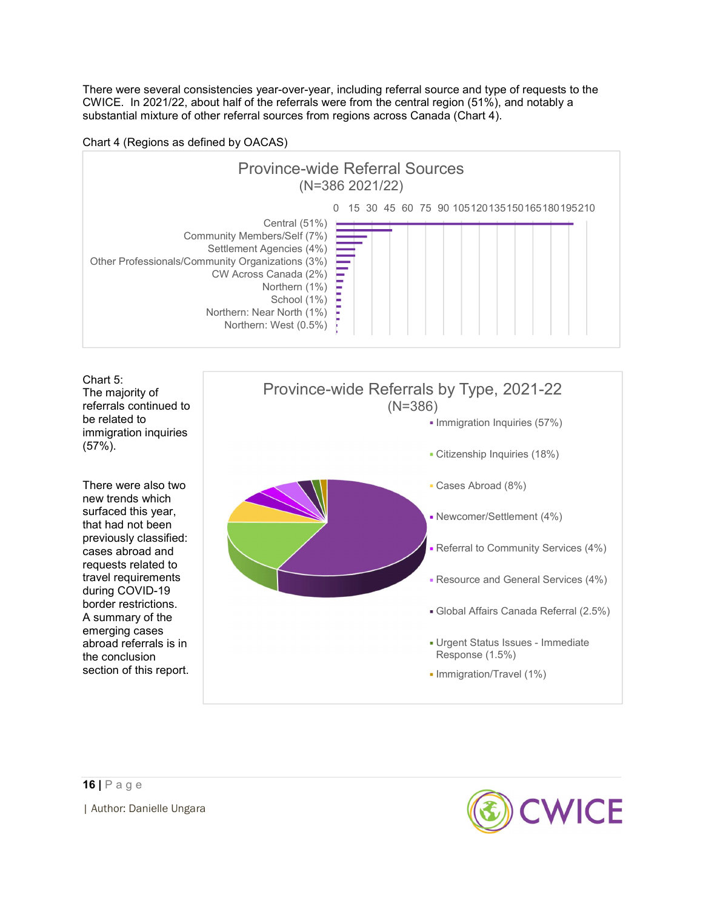There were several consistencies year-over-year, including referral source and type of requests to the CWICE. In 2021/22, about half of the referrals were from the central region (51%), and notably a substantial mixture of other referral sources from regions across Canada (Chart 4).

Chart 4 (Regions as defined by OACAS)

Province-wide Referral Sources
(N=386 2021/22)

0 15 30 45 60 75 90 105 120 135 150 165 180 195 210

Central (51%)
Community Members/Self (7%)
Settlement Agencies (4%)
Other Professionals/Community Organizations (3%)
CW Across Canada (2%)
Northern (1%)
School (1%)
Northern: Near North (1%)
Northern: West (0.5%)

Chart 5:
The majority of referrals continued to be related to immigration inquiries (57%).

There were also two new trends which surfaced this year, that had not been previously classified: cases abroad and requests related to travel requirements during COVID-19 border restrictions. A summary of the emerging cases abroad referrals is in the conclusion section of this report.

Province-wide Referrals by Type, 2021-22
(N=386)

Immigration Inquiries (57%)
Citizenship Inquiries (18%)
Cases Abroad (8%)
Newcomer/Settlement (4%)
Referral to Community Services (4%)
Resource and General Services (4%)
Global Affairs Canada Referral (2.5%)
Urgent Status Issues - Immediate Response (1.5%)
Immigration/Travel (1%)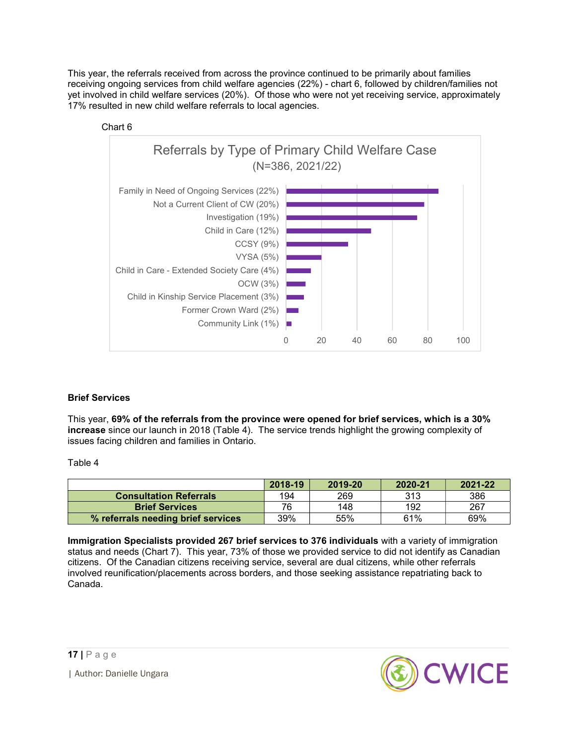This year, the referrals received from across the province continued to be primarily about families receiving ongoing services from child welfare agencies (22%) - chart 6, followed by children/families not yet involved in child welfare services (20%). Of those who were not yet receiving service, approximately 17% resulted in new child welfare referrals to local agencies.

Chart 6

Referrals by Type of Primary Child Welfare Case
(N=386, 2021/22)

Family in Need of Ongoing Services (22%)
Not a Current Client of CW (20%)
Investigation (19%)
Child in Care (12%)
CCSY (9%)
VYSA (5%)
Child in Care - Extended Society Care (4%)
OCW (3%)
Child in Kinship Service Placement (3%)
Former Crown Ward (2%)
Community Link (1%)

0 20 40 60 80 100

## Brief Services

This year, **69% of the referrals from the province were opened for brief services, which is a 30% increase** since our launch in 2018 (Table 4). The service trends highlight the growing complexity of issues facing children and families in Ontario.

Table 4

| | 2018-19 | 2019-20 | 2020-21 | 2021-22 |
|---|---|---|---|---|
| **Consultation Referrals** | 194 | 269 | 313 | 386 |
| **Brief Services** | 76 | 148 | 192 | 267 |
| **% referrals needing brief services** | 39% | 55% | 61% | 69% |

**Immigration Specialists provided 267 brief services to 376 individuals** with a variety of immigration status and needs (Chart 7). This year, 73% of those we provided service to did not identify as Canadian citizens. Of the Canadian citizens receiving service, several are dual citizens, while other referrals involved reunification/placements across borders, and those seeking assistance repatriating back to Canada.

| Author: Danielle Ungara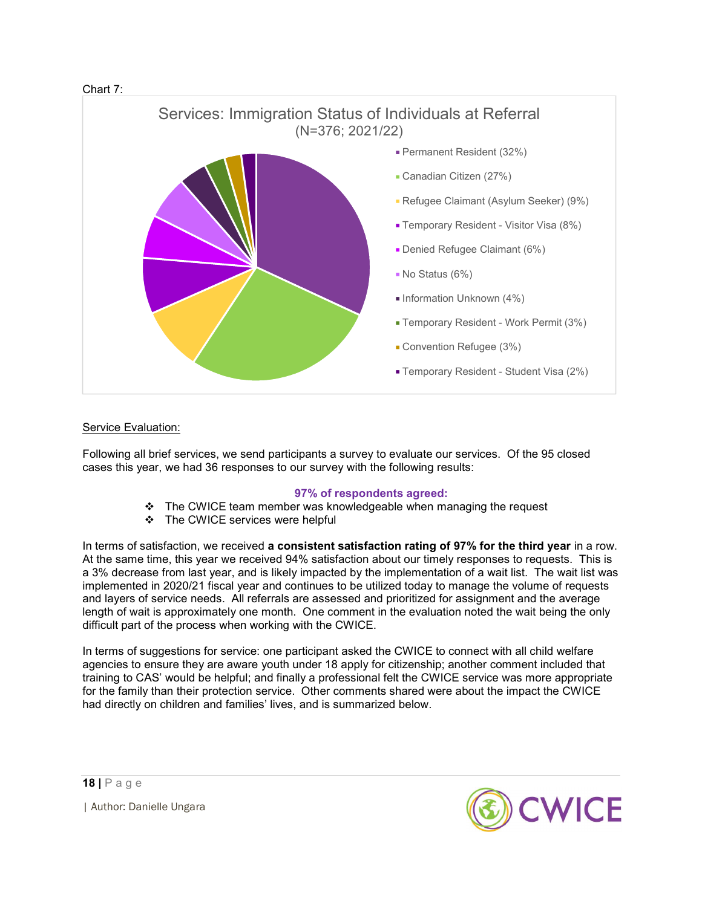Chart 7:

Services: Immigration Status of Individuals at Referral
(N=376; 2021/22)

- Permanent Resident (32%)
- Canadian Citizen (27%)
- Refugee Claimant (Asylum Seeker) (9%)
- Temporary Resident - Visitor Visa (8%)
- Denied Refugee Claimant (6%)
- No Status (6%)
- Information Unknown (4%)
- Temporary Resident - Work Permit (3%)
- Convention Refugee (3%)
- Temporary Resident - Student Visa (2%)

Service Evaluation:

Following all brief services, we send participants a survey to evaluate our services. Of the 95 closed cases this year, we had 36 responses to our survey with the following results:

**97% of respondents agreed:**

- The CWICE team member was knowledgeable when managing the request
- The CWICE services were helpful

In terms of satisfaction, we received **a consistent satisfaction rating of 97% for the third year** in a row. At the same time, this year we received 94% satisfaction about our timely responses to requests. This is a 3% decrease from last year, and is likely impacted by the implementation of a wait list. The wait list was implemented in 2020/21 fiscal year and continues to be utilized today to manage the volume of requests and layers of service needs. All referrals are assessed and prioritized for assignment and the average length of wait is approximately one month. One comment in the evaluation noted the wait being the only difficult part of the process when working with the CWICE.

In terms of suggestions for service: one participant asked the CWICE to connect with all child welfare agencies to ensure they are aware youth under 18 apply for citizenship; another comment included that training to CAS' would be helpful; and finally a professional felt the CWICE service was more appropriate for the family than their protection service. Other comments shared were about the impact the CWICE had directly on children and families' lives, and is summarized below.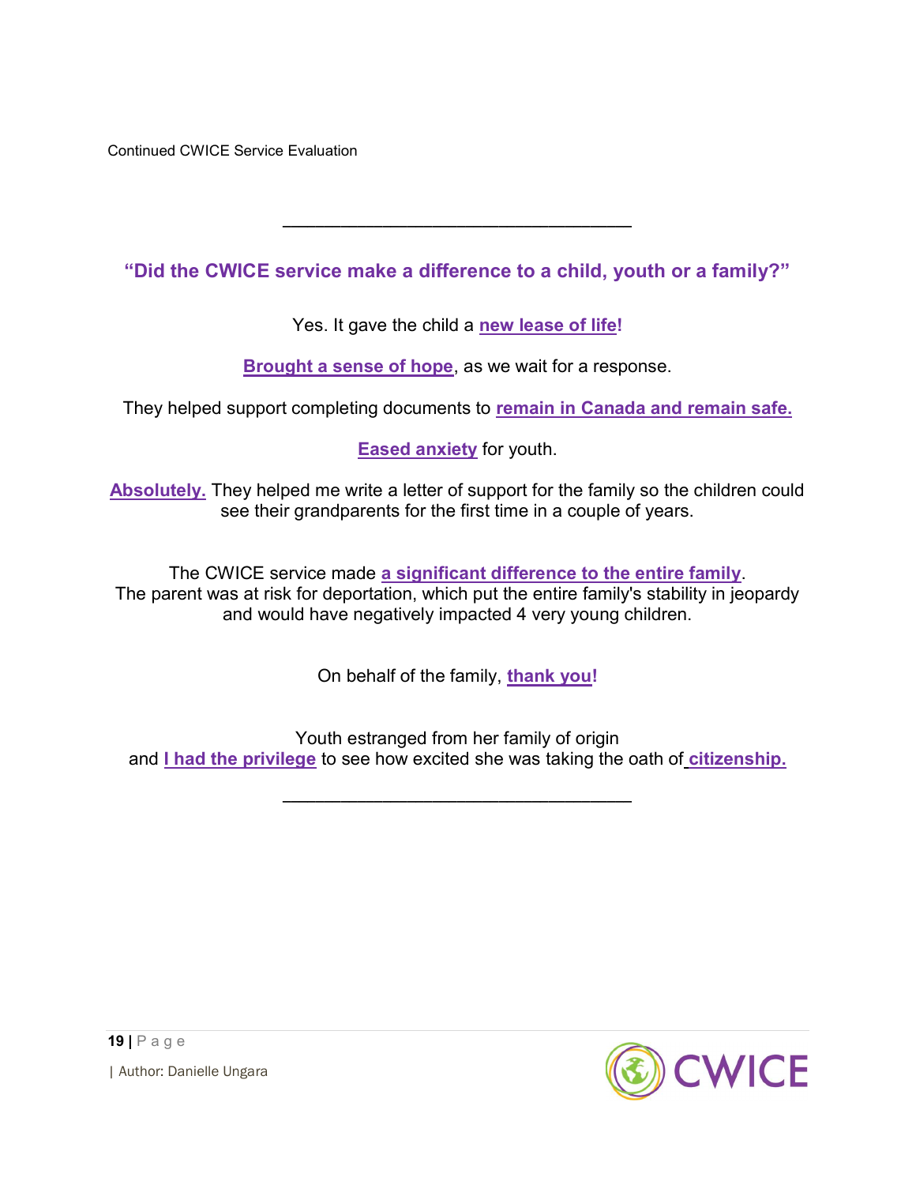Continued CWICE Service Evaluation

---

**"Did the CWICE service make a difference to a child, youth or a family?"**

Yes. It gave the child a **new lease of life!**

**Brought a sense of hope**, as we wait for a response.

They helped support completing documents to **remain in Canada and remain safe.**

**Eased anxiety** for youth.

**Absolutely.** They helped me write a letter of support for the family so the children could see their grandparents for the first time in a couple of years.

The CWICE service made **a significant difference to the entire family**. The parent was at risk for deportation, which put the entire family's stability in jeopardy and would have negatively impacted 4 very young children.

On behalf of the family, **thank you!**

Youth estranged from her family of origin and **I had the privilege** to see how excited she was taking the oath of **citizenship.**

---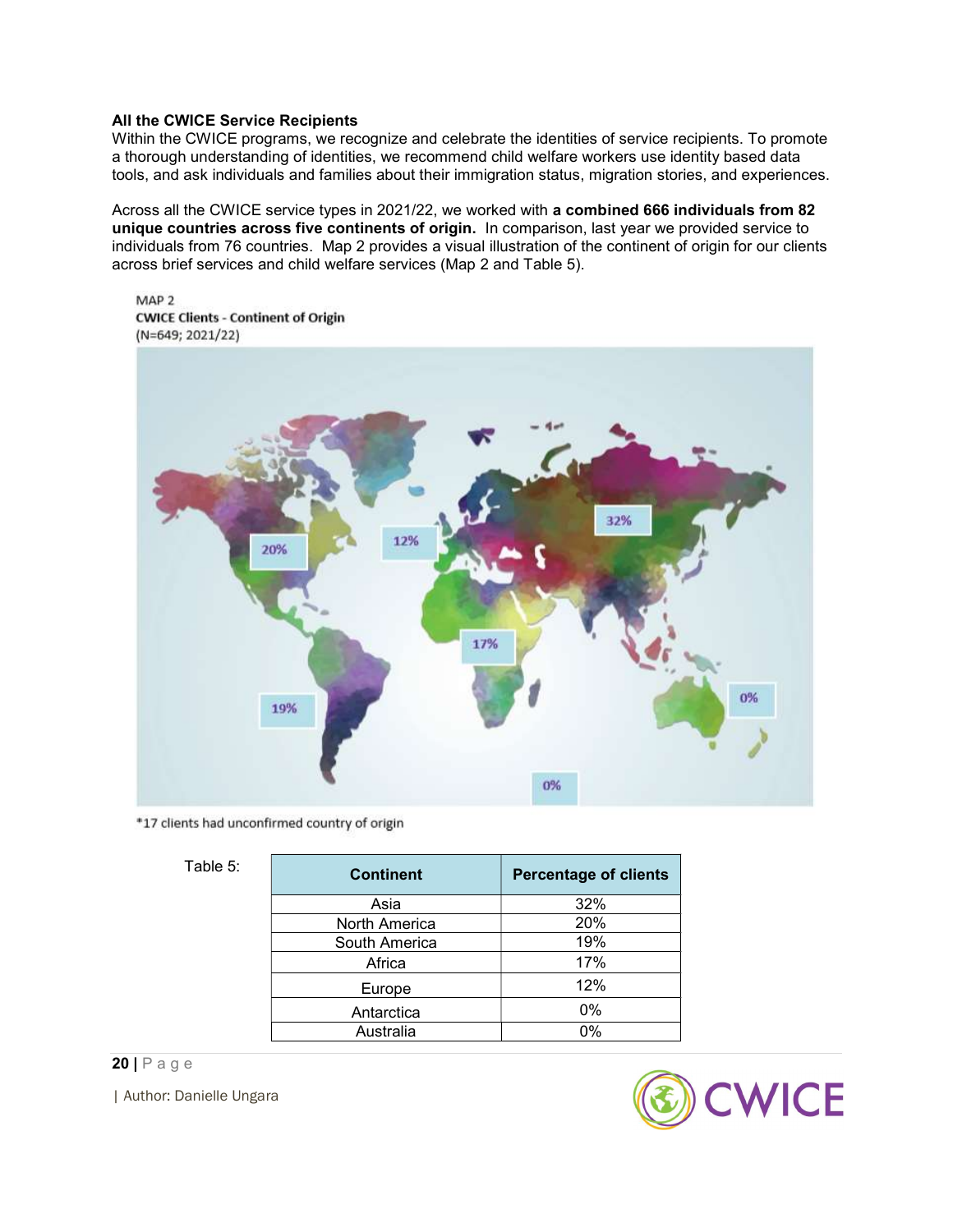### All the CWICE Service Recipients

Within the CWICE programs, we recognize and celebrate the identities of service recipients. To promote a thorough understanding of identities, we recommend child welfare workers use identity based data tools, and ask individuals and families about their immigration status, migration stories, and experiences.

Across all the CWICE service types in 2021/22, we worked with **a combined 666 individuals from 82 unique countries across five continents of origin.** In comparison, last year we provided service to individuals from 76 countries. Map 2 provides a visual illustration of the continent of origin for our clients across brief services and child welfare services (Map 2 and Table 5).

MAP 2
**CWICE Clients - Continent of Origin**
(N=649; 2021/22)

20%
12%
32%
17%
19%
0%
0%

*17 clients had unconfirmed country of origin

Table 5:

| Continent | Percentage of clients |
|---|---|
| Asia | 32% |
| North America | 20% |
| South America | 19% |
| Africa | 17% |
| Europe | 12% |
| Antarctica | 0% |
| Australia | 0% |

| Author: Danielle Ungara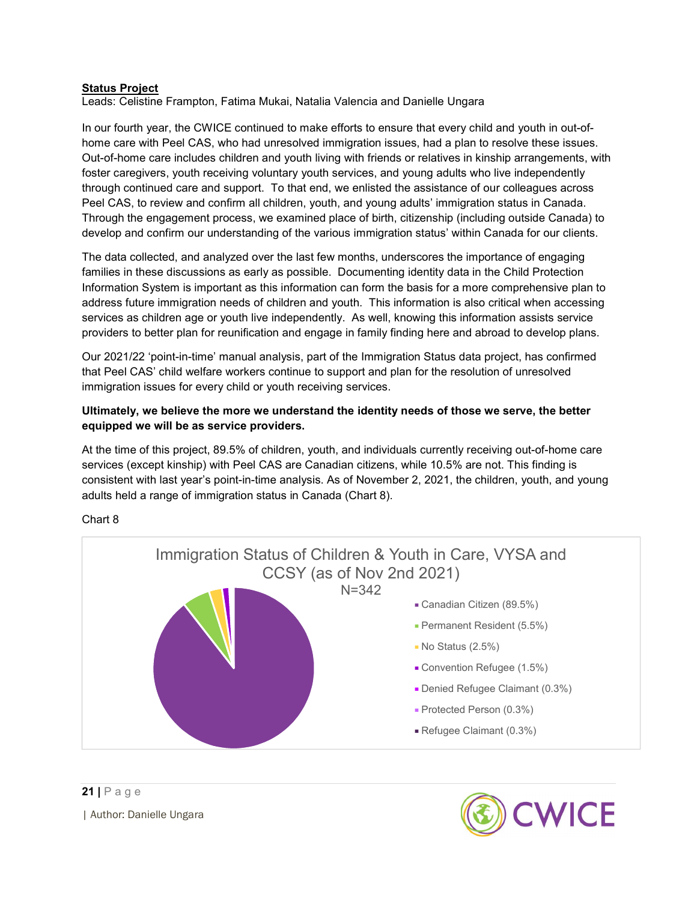**Status Project**

Leads: Celistine Frampton, Fatima Mukai, Natalia Valencia and Danielle Ungara

In our fourth year, the CWICE continued to make efforts to ensure that every child and youth in out-of-home care with Peel CAS, who had unresolved immigration issues, had a plan to resolve these issues. Out-of-home care includes children and youth living with friends or relatives in kinship arrangements, with foster caregivers, youth receiving voluntary youth services, and young adults who live independently through continued care and support. To that end, we enlisted the assistance of our colleagues across Peel CAS, to review and confirm all children, youth, and young adults' immigration status in Canada. Through the engagement process, we examined place of birth, citizenship (including outside Canada) to develop and confirm our understanding of the various immigration status' within Canada for our clients.

The data collected, and analyzed over the last few months, underscores the importance of engaging families in these discussions as early as possible. Documenting identity data in the Child Protection Information System is important as this information can form the basis for a more comprehensive plan to address future immigration needs of children and youth. This information is also critical when accessing services as children age or youth live independently. As well, knowing this information assists service providers to better plan for reunification and engage in family finding here and abroad to develop plans.

Our 2021/22 'point-in-time' manual analysis, part of the Immigration Status data project, has confirmed that Peel CAS' child welfare workers continue to support and plan for the resolution of unresolved immigration issues for every child or youth receiving services.

**Ultimately, we believe the more we understand the identity needs of those we serve, the better equipped we will be as service providers.**

At the time of this project, 89.5% of children, youth, and individuals currently receiving out-of-home care services (except kinship) with Peel CAS are Canadian citizens, while 10.5% are not. This finding is consistent with last year's point-in-time analysis. As of November 2, 2021, the children, youth, and young adults held a range of immigration status in Canada (Chart 8).

Chart 8

Immigration Status of Children & Youth in Care, VYSA and CCSY (as of Nov 2nd 2021)

N=342

Canadian Citizen (89.5%)

Permanent Resident (5.5%)

No Status (2.5%)

Convention Refugee (1.5%)

Denied Refugee Claimant (0.3%)

Protected Person (0.3%)

Refugee Claimant (0.3%)

| Author: Danielle Ungara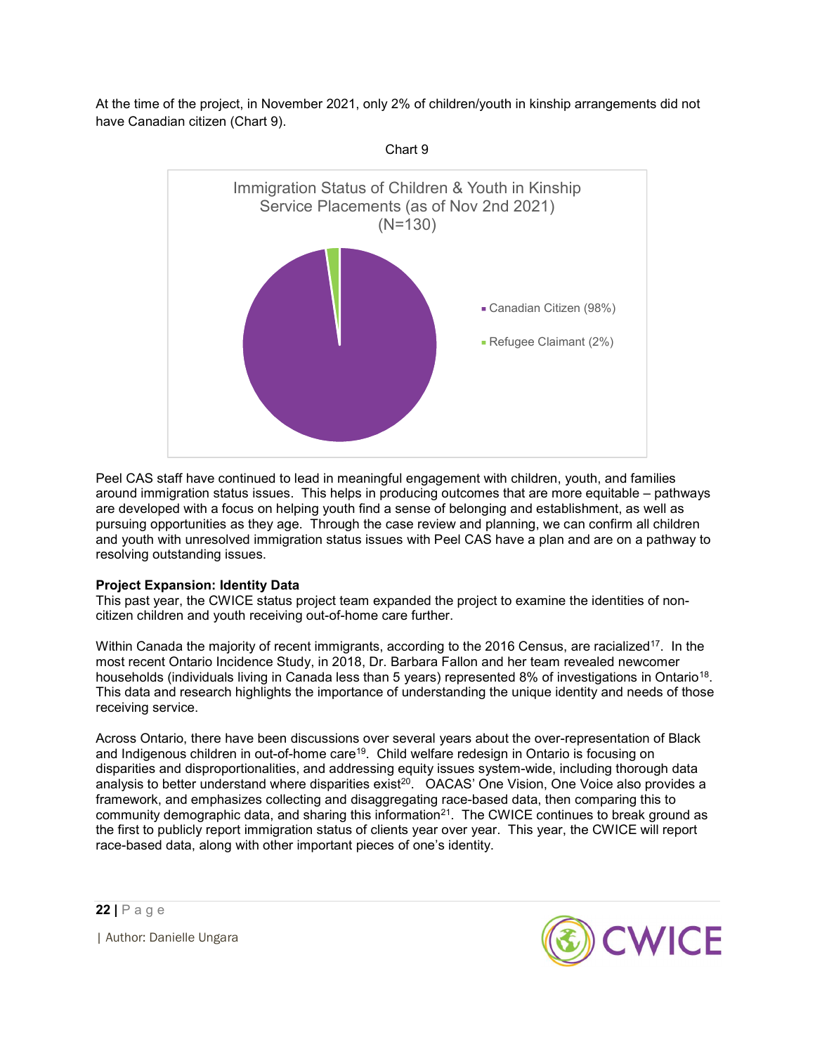At the time of the project, in November 2021, only 2% of children/youth in kinship arrangements did not have Canadian citizen (Chart 9).

Chart 9

Immigration Status of Children & Youth in Kinship Service Placements (as of Nov 2nd 2021) (N=130)

Canadian Citizen (98%)

Refugee Claimant (2%)

Peel CAS staff have continued to lead in meaningful engagement with children, youth, and families around immigration status issues. This helps in producing outcomes that are more equitable – pathways are developed with a focus on helping youth find a sense of belonging and establishment, as well as pursuing opportunities as they age. Through the case review and planning, we can confirm all children and youth with unresolved immigration status issues with Peel CAS have a plan and are on a pathway to resolving outstanding issues.

**Project Expansion: Identity Data**

This past year, the CWICE status project team expanded the project to examine the identities of non-citizen children and youth receiving out-of-home care further.

Within Canada the majority of recent immigrants, according to the 2016 Census, are racialized[17]. In the most recent Ontario Incidence Study, in 2018, Dr. Barbara Fallon and her team revealed newcomer households (individuals living in Canada less than 5 years) represented 8% of investigations in Ontario[18]. This data and research highlights the importance of understanding the unique identity and needs of those receiving service.

Across Ontario, there have been discussions over several years about the over-representation of Black and Indigenous children in out-of-home care[19]. Child welfare redesign in Ontario is focusing on disparities and disproportionalities, and addressing equity issues system-wide, including thorough data analysis to better understand where disparities exist[20]. OACAS' One Vision, One Voice also provides a framework, and emphasizes collecting and disaggregating race-based data, then comparing this to community demographic data, and sharing this information[21]. The CWICE continues to break ground as the first to publicly report immigration status of clients year over year. This year, the CWICE will report race-based data, along with other important pieces of one's identity.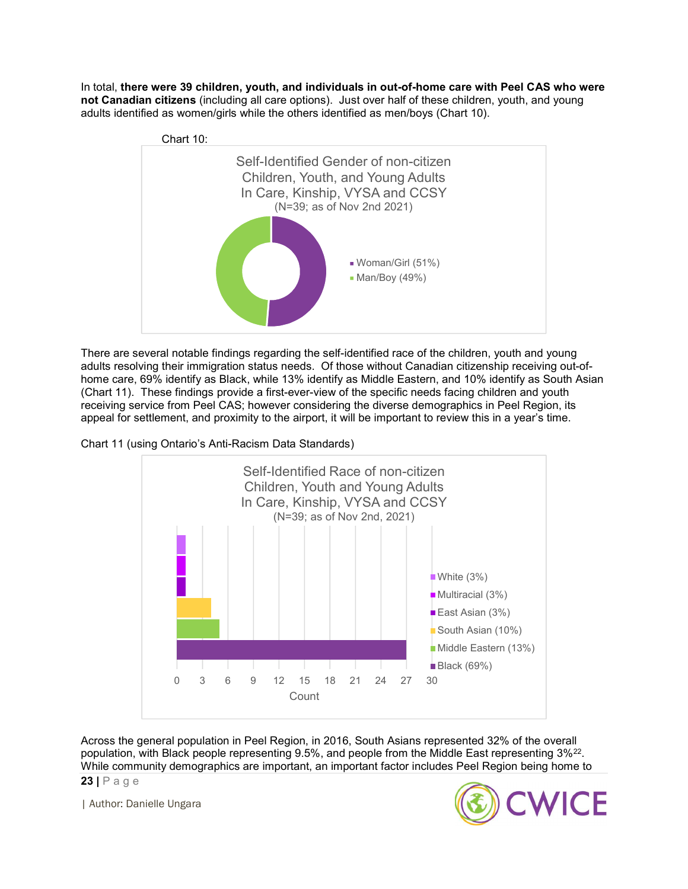In total, **there were 39 children, youth, and individuals in out-of-home care with Peel CAS who were not Canadian citizens** (including all care options). Just over half of these children, youth, and young adults identified as women/girls while the others identified as men/boys (Chart 10).

Chart 10:

Self-Identified Gender of non-citizen Children, Youth, and Young Adults In Care, Kinship, VYSA and CCSY
(N=39; as of Nov 2nd 2021)

Woman/Girl (51%)
Man/Boy (49%)

There are several notable findings regarding the self-identified race of the children, youth and young adults resolving their immigration status needs. Of those without Canadian citizenship receiving out-of-home care, 69% identify as Black, while 13% identify as Middle Eastern, and 10% identify as South Asian (Chart 11). These findings provide a first-ever-view of the specific needs facing children and youth receiving service from Peel CAS; however considering the diverse demographics in Peel Region, its appeal for settlement, and proximity to the airport, it will be important to review this in a year's time.

Chart 11 (using Ontario's Anti-Racism Data Standards)

Self-Identified Race of non-citizen Children, Youth and Young Adults In Care, Kinship, VYSA and CCSY
(N=39; as of Nov 2nd, 2021)

White (3%)
Multiracial (3%)
East Asian (3%)
South Asian (10%)
Middle Eastern (13%)
Black (69%)

0 3 6 9 12 15 18 21 24 27 30

Count

Across the general population in Peel Region, in 2016, South Asians represented 32% of the overall population, with Black people representing 9.5%, and people from the Middle East representing 3%[22]. While community demographics are important, an important factor includes Peel Region being home to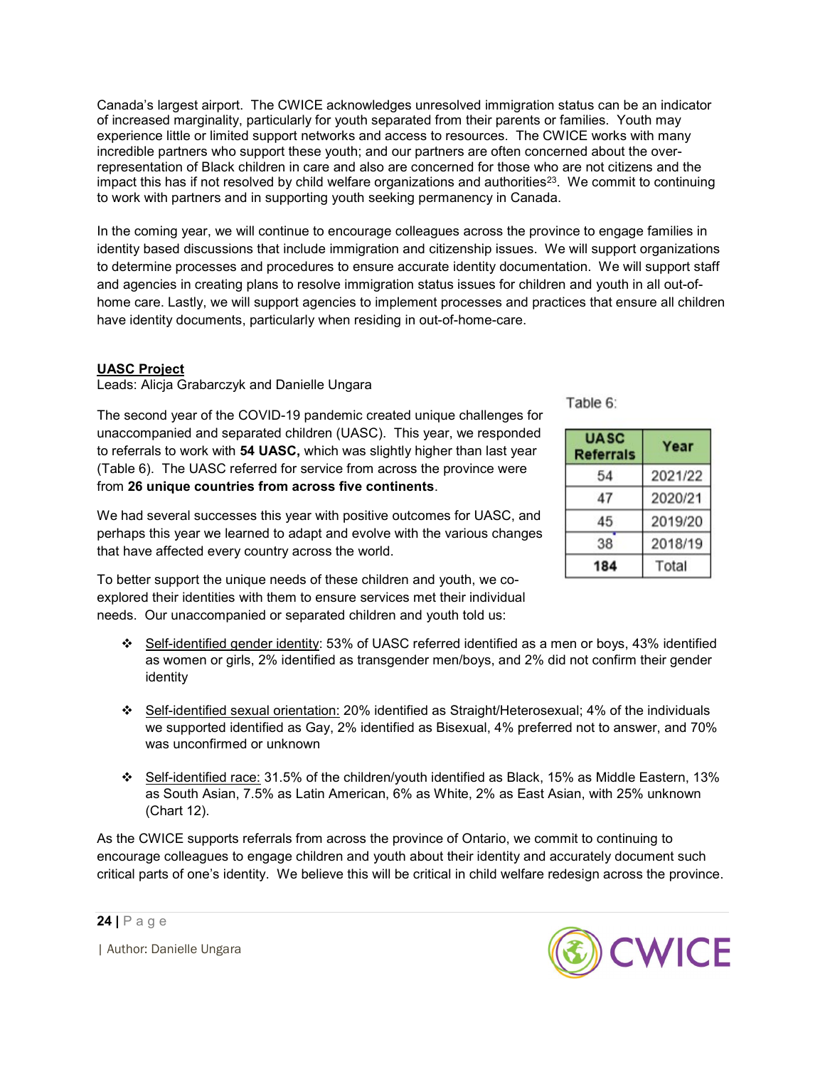Canada's largest airport. The CWICE acknowledges unresolved immigration status can be an indicator of increased marginality, particularly for youth separated from their parents or families. Youth may experience little or limited support networks and access to resources. The CWICE works with many incredible partners who support these youth; and our partners are often concerned about the over-representation of Black children in care and also are concerned for those who are not citizens and the impact this has if not resolved by child welfare organizations and authorities[23]. We commit to continuing to work with partners and in supporting youth seeking permanency in Canada.

In the coming year, we will continue to encourage colleagues across the province to engage families in identity based discussions that include immigration and citizenship issues. We will support organizations to determine processes and procedures to ensure accurate identity documentation. We will support staff and agencies in creating plans to resolve immigration status issues for children and youth in all out-of-home care. Lastly, we will support agencies to implement processes and practices that ensure all children have identity documents, particularly when residing in out-of-home-care.

## UASC Project

Leads: Alicja Grabarczyk and Danielle Ungara

The second year of the COVID-19 pandemic created unique challenges for unaccompanied and separated children (UASC). This year, we responded to referrals to work with **54 UASC,** which was slightly higher than last year (Table 6). The UASC referred for service from across the province were from **26 unique countries from across five continents**.

Table 6:

| UASC Referrals | Year |
|---|---|
| 54 | 2021/22 |
| 47 | 2020/21 |
| 45 | 2019/20 |
| 38 | 2018/19 |
| **184** | Total |

We had several successes this year with positive outcomes for UASC, and perhaps this year we learned to adapt and evolve with the various changes that have affected every country across the world.

To better support the unique needs of these children and youth, we co-explored their identities with them to ensure services met their individual needs. Our unaccompanied or separated children and youth told us:

- Self-identified gender identity: 53% of UASC referred identified as a men or boys, 43% identified as women or girls, 2% identified as transgender men/boys, and 2% did not confirm their gender identity

- Self-identified sexual orientation: 20% identified as Straight/Heterosexual; 4% of the individuals we supported identified as Gay, 2% identified as Bisexual, 4% preferred not to answer, and 70% was unconfirmed or unknown

- Self-identified race: 31.5% of the children/youth identified as Black, 15% as Middle Eastern, 13% as South Asian, 7.5% as Latin American, 6% as White, 2% as East Asian, with 25% unknown (Chart 12).

As the CWICE supports referrals from across the province of Ontario, we commit to continuing to encourage colleagues to engage children and youth about their identity and accurately document such critical parts of one's identity. We believe this will be critical in child welfare redesign across the province.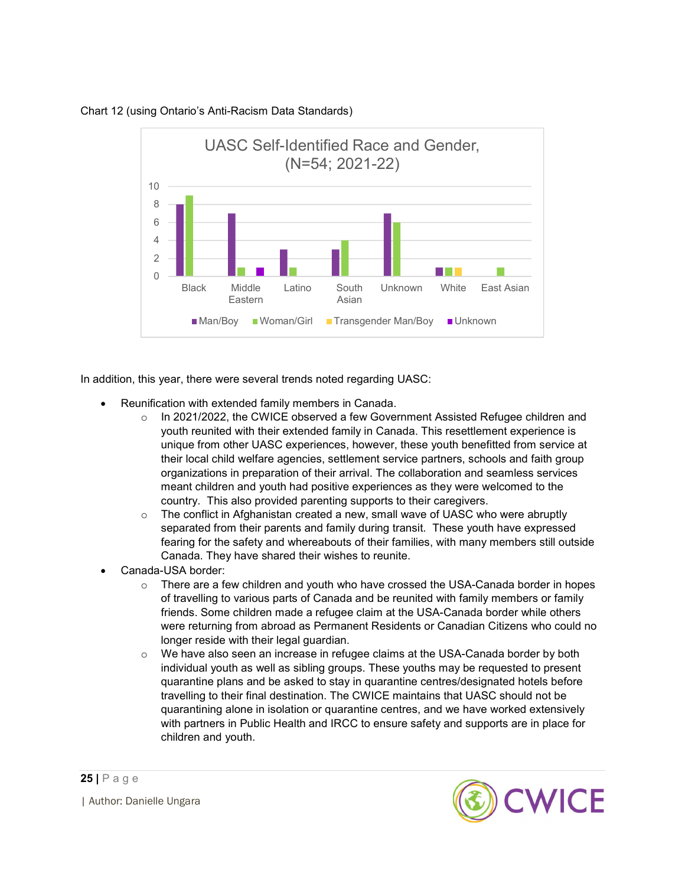Chart 12 (using Ontario's Anti-Racism Data Standards)

UASC Self-Identified Race and Gender, (N=54; 2021-22)

10
8
6
4
2
0

Black
Middle Eastern
Latino
South Asian
Unknown
White
East Asian

Man/Boy
Woman/Girl
Transgender Man/Boy
Unknown

In addition, this year, there were several trends noted regarding UASC:

- Reunification with extended family members in Canada.
    - In 2021/2022, the CWICE observed a few Government Assisted Refugee children and youth reunited with their extended family in Canada. This resettlement experience is unique from other UASC experiences, however, these youth benefitted from service at their local child welfare agencies, settlement service partners, schools and faith group organizations in preparation of their arrival. The collaboration and seamless services meant children and youth had positive experiences as they were welcomed to the country. This also provided parenting supports to their caregivers.
    - The conflict in Afghanistan created a new, small wave of UASC who were abruptly separated from their parents and family during transit. These youth have expressed fearing for the safety and whereabouts of their families, with many members still outside Canada. They have shared their wishes to reunite.
- Canada-USA border:
    - There are a few children and youth who have crossed the USA-Canada border in hopes of travelling to various parts of Canada and be reunited with family members or family friends. Some children made a refugee claim at the USA-Canada border while others were returning from abroad as Permanent Residents or Canadian Citizens who could no longer reside with their legal guardian.
    - We have also seen an increase in refugee claims at the USA-Canada border by both individual youth as well as sibling groups. These youths may be requested to present quarantine plans and be asked to stay in quarantine centres/designated hotels before travelling to their final destination. The CWICE maintains that UASC should not be quarantining alone in isolation or quarantine centres, and we have worked extensively with partners in Public Health and IRCC to ensure safety and supports are in place for children and youth.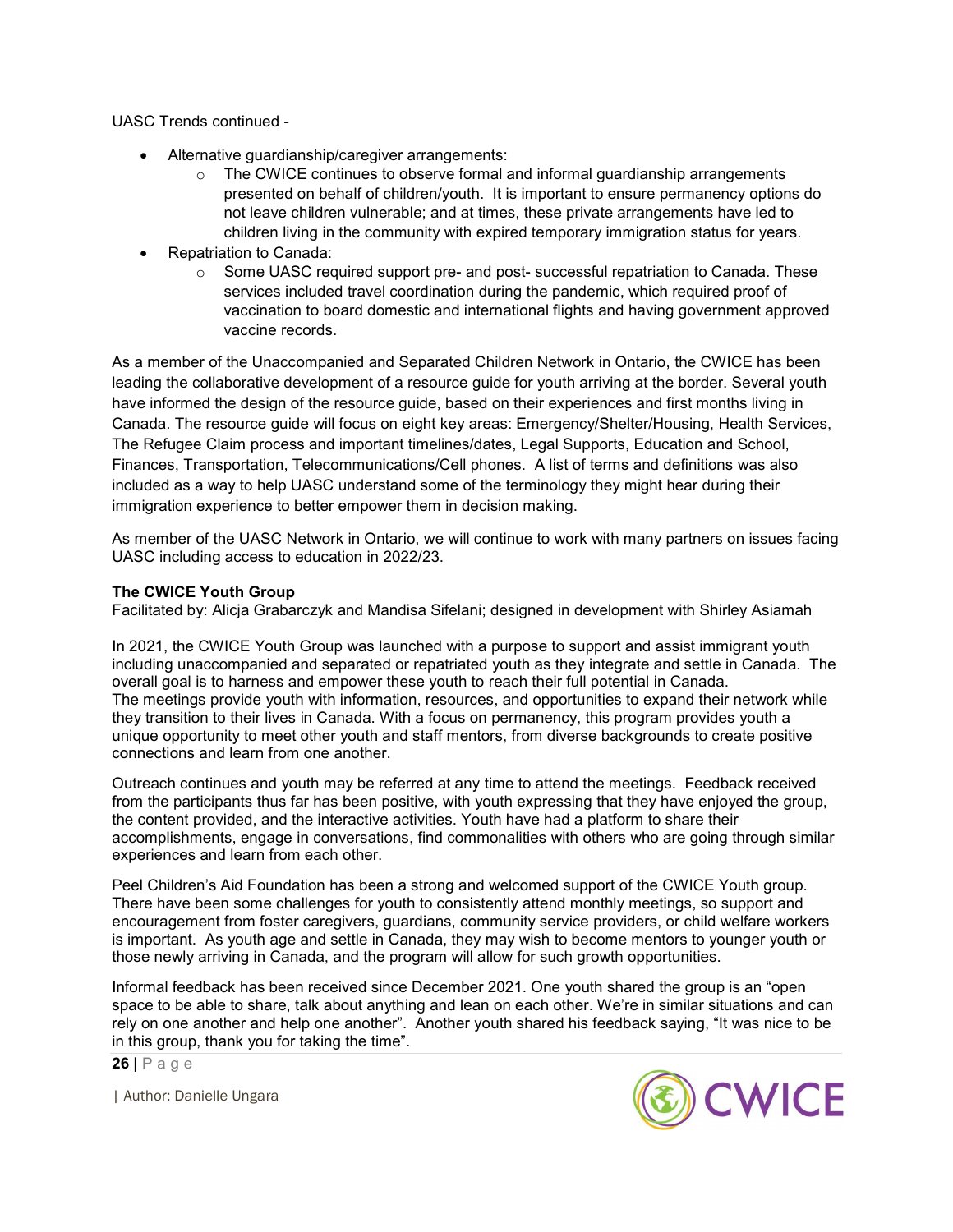UASC Trends continued -

- Alternative guardianship/caregiver arrangements:
    - The CWICE continues to observe formal and informal guardianship arrangements presented on behalf of children/youth. It is important to ensure permanency options do not leave children vulnerable; and at times, these private arrangements have led to children living in the community with expired temporary immigration status for years.
- Repatriation to Canada:
    - Some UASC required support pre- and post- successful repatriation to Canada. These services included travel coordination during the pandemic, which required proof of vaccination to board domestic and international flights and having government approved vaccine records.

As a member of the Unaccompanied and Separated Children Network in Ontario, the CWICE has been leading the collaborative development of a resource guide for youth arriving at the border. Several youth have informed the design of the resource guide, based on their experiences and first months living in Canada. The resource guide will focus on eight key areas: Emergency/Shelter/Housing, Health Services, The Refugee Claim process and important timelines/dates, Legal Supports, Education and School, Finances, Transportation, Telecommunications/Cell phones. A list of terms and definitions was also included as a way to help UASC understand some of the terminology they might hear during their immigration experience to better empower them in decision making.

As member of the UASC Network in Ontario, we will continue to work with many partners on issues facing UASC including access to education in 2022/23.

**The CWICE Youth Group**

Facilitated by: Alicja Grabarczyk and Mandisa Sifelani; designed in development with Shirley Asiamah

In 2021, the CWICE Youth Group was launched with a purpose to support and assist immigrant youth including unaccompanied and separated or repatriated youth as they integrate and settle in Canada. The overall goal is to harness and empower these youth to reach their full potential in Canada. The meetings provide youth with information, resources, and opportunities to expand their network while they transition to their lives in Canada. With a focus on permanency, this program provides youth a unique opportunity to meet other youth and staff mentors, from diverse backgrounds to create positive connections and learn from one another.

Outreach continues and youth may be referred at any time to attend the meetings. Feedback received from the participants thus far has been positive, with youth expressing that they have enjoyed the group, the content provided, and the interactive activities. Youth have had a platform to share their accomplishments, engage in conversations, find commonalities with others who are going through similar experiences and learn from each other.

Peel Children's Aid Foundation has been a strong and welcomed support of the CWICE Youth group. There have been some challenges for youth to consistently attend monthly meetings, so support and encouragement from foster caregivers, guardians, community service providers, or child welfare workers is important. As youth age and settle in Canada, they may wish to become mentors to younger youth or those newly arriving in Canada, and the program will allow for such growth opportunities.

Informal feedback has been received since December 2021. One youth shared the group is an "open space to be able to share, talk about anything and lean on each other. We're in similar situations and can rely on one another and help one another". Another youth shared his feedback saying, "It was nice to be in this group, thank you for taking the time".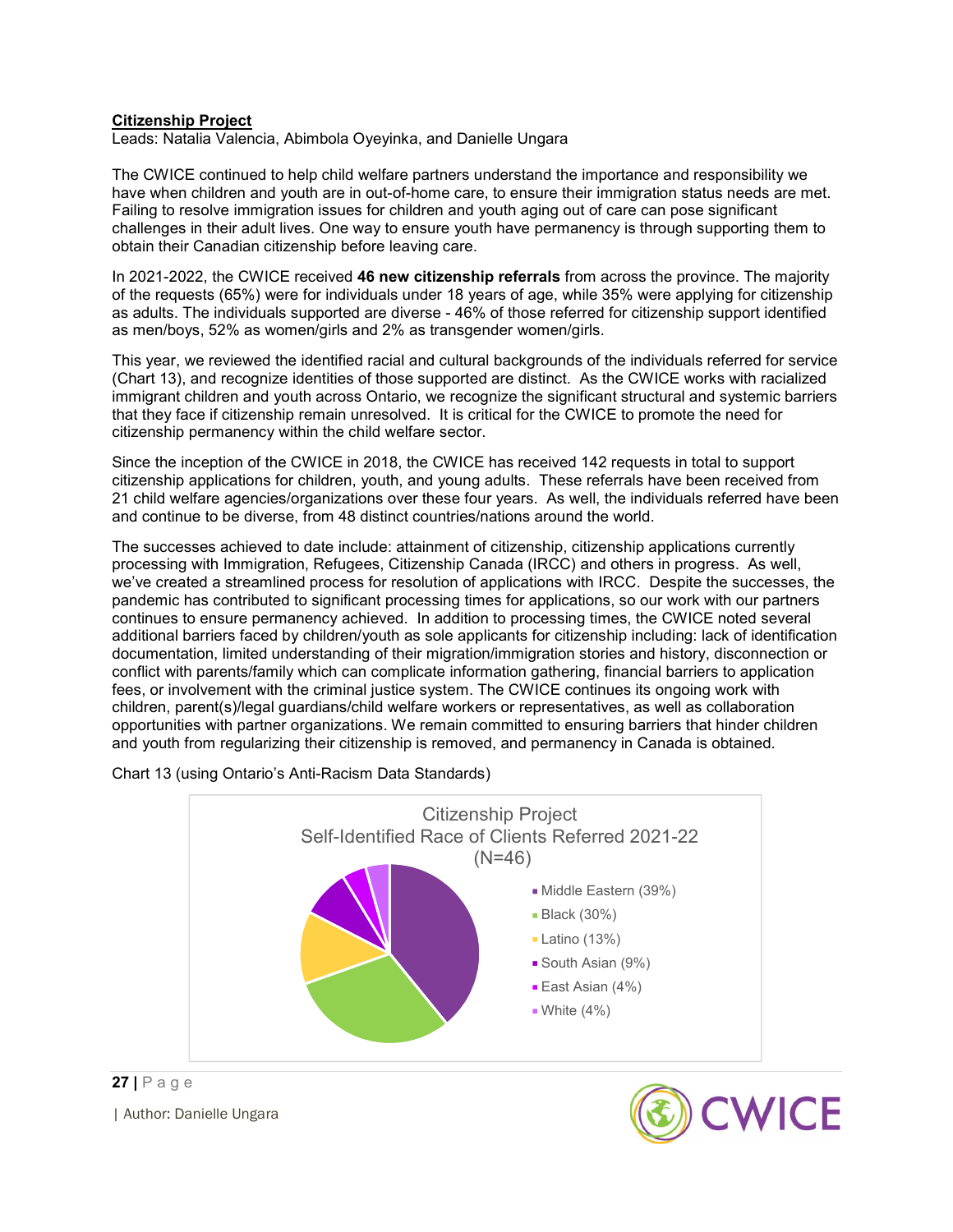**Citizenship Project**

Leads: Natalia Valencia, Abimbola Oyeyinka, and Danielle Ungara

The CWICE continued to help child welfare partners understand the importance and responsibility we have when children and youth are in out-of-home care, to ensure their immigration status needs are met. Failing to resolve immigration issues for children and youth aging out of care can pose significant challenges in their adult lives. One way to ensure youth have permanency is through supporting them to obtain their Canadian citizenship before leaving care.

In 2021-2022, the CWICE received **46 new citizenship referrals** from across the province. The majority of the requests (65%) were for individuals under 18 years of age, while 35% were applying for citizenship as adults. The individuals supported are diverse - 46% of those referred for citizenship support identified as men/boys, 52% as women/girls and 2% as transgender women/girls.

This year, we reviewed the identified racial and cultural backgrounds of the individuals referred for service (Chart 13), and recognize identities of those supported are distinct. As the CWICE works with racialized immigrant children and youth across Ontario, we recognize the significant structural and systemic barriers that they face if citizenship remain unresolved. It is critical for the CWICE to promote the need for citizenship permanency within the child welfare sector.

Since the inception of the CWICE in 2018, the CWICE has received 142 requests in total to support citizenship applications for children, youth, and young adults. These referrals have been received from 21 child welfare agencies/organizations over these four years. As well, the individuals referred have been and continue to be diverse, from 48 distinct countries/nations around the world.

The successes achieved to date include: attainment of citizenship, citizenship applications currently processing with Immigration, Refugees, Citizenship Canada (IRCC) and others in progress. As well, we've created a streamlined process for resolution of applications with IRCC. Despite the successes, the pandemic has contributed to significant processing times for applications, so our work with our partners continues to ensure permanency achieved. In addition to processing times, the CWICE noted several additional barriers faced by children/youth as sole applicants for citizenship including: lack of identification documentation, limited understanding of their migration/immigration stories and history, disconnection or conflict with parents/family which can complicate information gathering, financial barriers to application fees, or involvement with the criminal justice system. The CWICE continues its ongoing work with children, parent(s)/legal guardians/child welfare workers or representatives, as well as collaboration opportunities with partner organizations. We remain committed to ensuring barriers that hinder children and youth from regularizing their citizenship is removed, and permanency in Canada is obtained.

Chart 13 (using Ontario's Anti-Racism Data Standards)

Citizenship Project
Self-Identified Race of Clients Referred 2021-22
(N=46)

- Middle Eastern (39%)
- Black (30%)
- Latino (13%)
- South Asian (9%)
- East Asian (4%)
- White (4%)

| Author: Danielle Ungara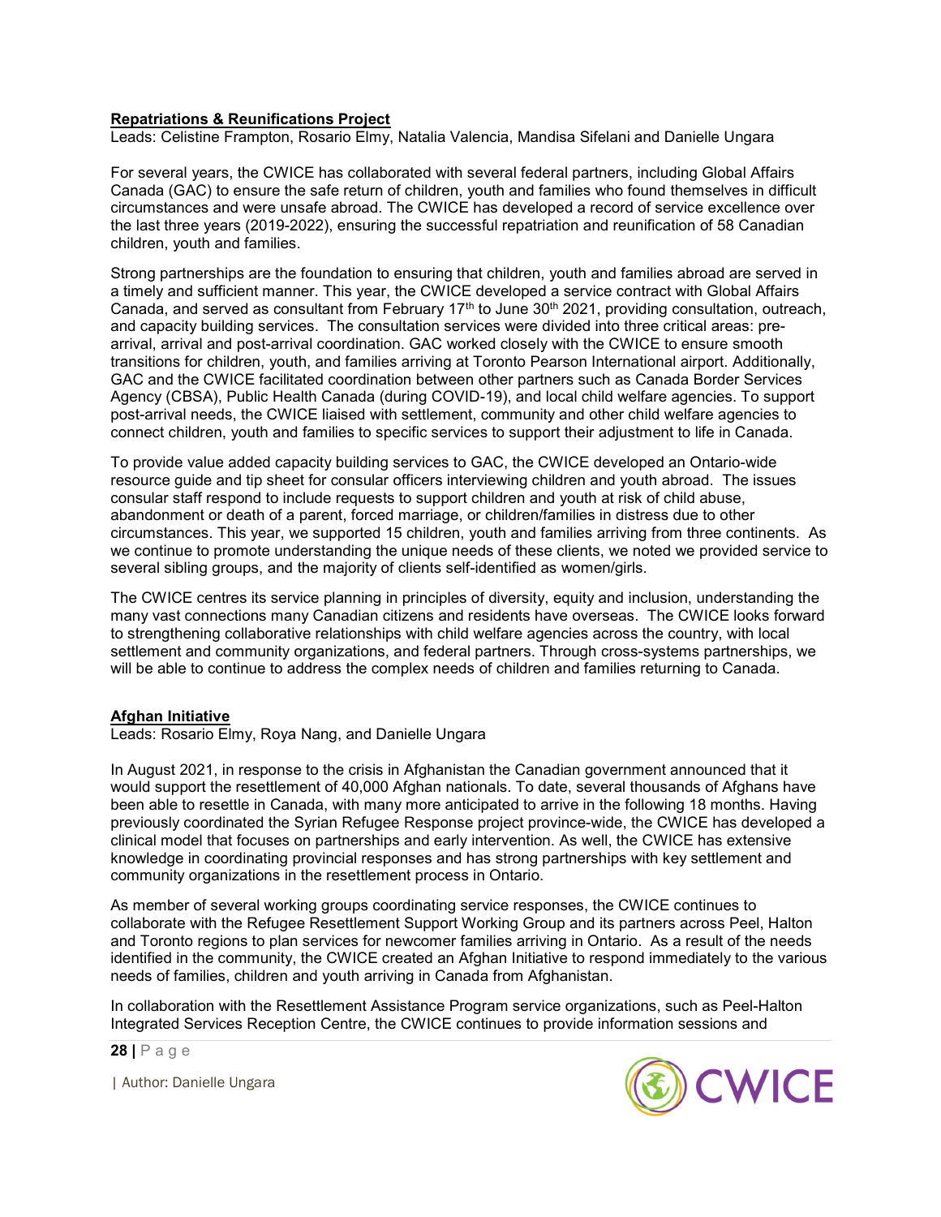**Repatriations & Reunifications Project**

Leads: Celistine Frampton, Rosario Elmy, Natalia Valencia, Mandisa Sifelani and Danielle Ungara

For several years, the CWICE has collaborated with several federal partners, including Global Affairs Canada (GAC) to ensure the safe return of children, youth and families who found themselves in difficult circumstances and were unsafe abroad. The CWICE has developed a record of service excellence over the last three years (2019-2022), ensuring the successful repatriation and reunification of 58 Canadian children, youth and families.

Strong partnerships are the foundation to ensuring that children, youth and families abroad are served in a timely and sufficient manner. This year, the CWICE developed a service contract with Global Affairs Canada, and served as consultant from February 17th to June 30th 2021, providing consultation, outreach, and capacity building services. The consultation services were divided into three critical areas: pre-arrival, arrival and post-arrival coordination. GAC worked closely with the CWICE to ensure smooth transitions for children, youth, and families arriving at Toronto Pearson International airport. Additionally, GAC and the CWICE facilitated coordination between other partners such as Canada Border Services Agency (CBSA), Public Health Canada (during COVID-19), and local child welfare agencies. To support post-arrival needs, the CWICE liaised with settlement, community and other child welfare agencies to connect children, youth and families to specific services to support their adjustment to life in Canada.

To provide value added capacity building services to GAC, the CWICE developed an Ontario-wide resource guide and tip sheet for consular officers interviewing children and youth abroad. The issues consular staff respond to include requests to support children and youth at risk of child abuse, abandonment or death of a parent, forced marriage, or children/families in distress due to other circumstances. This year, we supported 15 children, youth and families arriving from three continents. As we continue to promote understanding the unique needs of these clients, we noted we provided service to several sibling groups, and the majority of clients self-identified as women/girls.

The CWICE centres its service planning in principles of diversity, equity and inclusion, understanding the many vast connections many Canadian citizens and residents have overseas. The CWICE looks forward to strengthening collaborative relationships with child welfare agencies across the country, with local settlement and community organizations, and federal partners. Through cross-systems partnerships, we will be able to continue to address the complex needs of children and families returning to Canada.

**Afghan Initiative**

Leads: Rosario Elmy, Roya Nang, and Danielle Ungara

In August 2021, in response to the crisis in Afghanistan the Canadian government announced that it would support the resettlement of 40,000 Afghan nationals. To date, several thousands of Afghans have been able to resettle in Canada, with many more anticipated to arrive in the following 18 months. Having previously coordinated the Syrian Refugee Response project province-wide, the CWICE has developed a clinical model that focuses on partnerships and early intervention. As well, the CWICE has extensive knowledge in coordinating provincial responses and has strong partnerships with key settlement and community organizations in the resettlement process in Ontario.

As member of several working groups coordinating service responses, the CWICE continues to collaborate with the Refugee Resettlement Support Working Group and its partners across Peel, Halton and Toronto regions to plan services for newcomer families arriving in Ontario. As a result of the needs identified in the community, the CWICE created an Afghan Initiative to respond immediately to the various needs of families, children and youth arriving in Canada from Afghanistan.

In collaboration with the Resettlement Assistance Program service organizations, such as Peel-Halton Integrated Services Reception Centre, the CWICE continues to provide information sessions and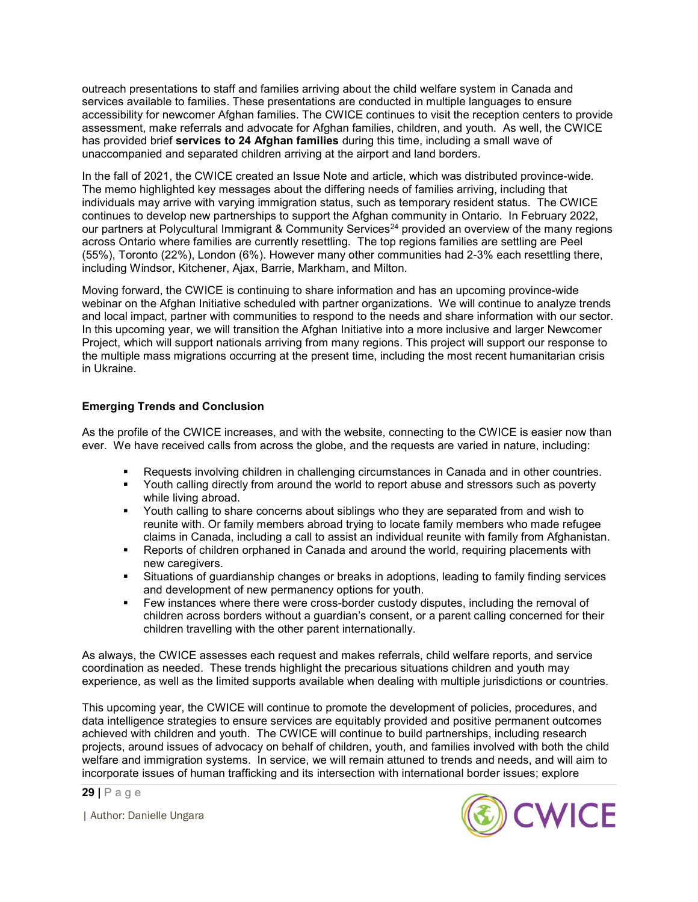outreach presentations to staff and families arriving about the child welfare system in Canada and services available to families. These presentations are conducted in multiple languages to ensure accessibility for newcomer Afghan families. The CWICE continues to visit the reception centers to provide assessment, make referrals and advocate for Afghan families, children, and youth. As well, the CWICE has provided brief **services to 24 Afghan families** during this time, including a small wave of unaccompanied and separated children arriving at the airport and land borders.

In the fall of 2021, the CWICE created an Issue Note and article, which was distributed province-wide. The memo highlighted key messages about the differing needs of families arriving, including that individuals may arrive with varying immigration status, such as temporary resident status. The CWICE continues to develop new partnerships to support the Afghan community in Ontario. In February 2022, our partners at Polycultural Immigrant & Community Services[24] provided an overview of the many regions across Ontario where families are currently resettling. The top regions families are settling are Peel (55%), Toronto (22%), London (6%). However many other communities had 2-3% each resettling there, including Windsor, Kitchener, Ajax, Barrie, Markham, and Milton.

Moving forward, the CWICE is continuing to share information and has an upcoming province-wide webinar on the Afghan Initiative scheduled with partner organizations. We will continue to analyze trends and local impact, partner with communities to respond to the needs and share information with our sector. In this upcoming year, we will transition the Afghan Initiative into a more inclusive and larger Newcomer Project, which will support nationals arriving from many regions. This project will support our response to the multiple mass migrations occurring at the present time, including the most recent humanitarian crisis in Ukraine.

**Emerging Trends and Conclusion**

As the profile of the CWICE increases, and with the website, connecting to the CWICE is easier now than ever. We have received calls from across the globe, and the requests are varied in nature, including:

- Requests involving children in challenging circumstances in Canada and in other countries.
- Youth calling directly from around the world to report abuse and stressors such as poverty while living abroad.
- Youth calling to share concerns about siblings who they are separated from and wish to reunite with. Or family members abroad trying to locate family members who made refugee claims in Canada, including a call to assist an individual reunite with family from Afghanistan.
- Reports of children orphaned in Canada and around the world, requiring placements with new caregivers.
- Situations of guardianship changes or breaks in adoptions, leading to family finding services and development of new permanency options for youth.
- Few instances where there were cross-border custody disputes, including the removal of children across borders without a guardian's consent, or a parent calling concerned for their children travelling with the other parent internationally.

As always, the CWICE assesses each request and makes referrals, child welfare reports, and service coordination as needed. These trends highlight the precarious situations children and youth may experience, as well as the limited supports available when dealing with multiple jurisdictions or countries.

This upcoming year, the CWICE will continue to promote the development of policies, procedures, and data intelligence strategies to ensure services are equitably provided and positive permanent outcomes achieved with children and youth. The CWICE will continue to build partnerships, including research projects, around issues of advocacy on behalf of children, youth, and families involved with both the child welfare and immigration systems. In service, we will remain attuned to trends and needs, and will aim to incorporate issues of human trafficking and its intersection with international border issues; explore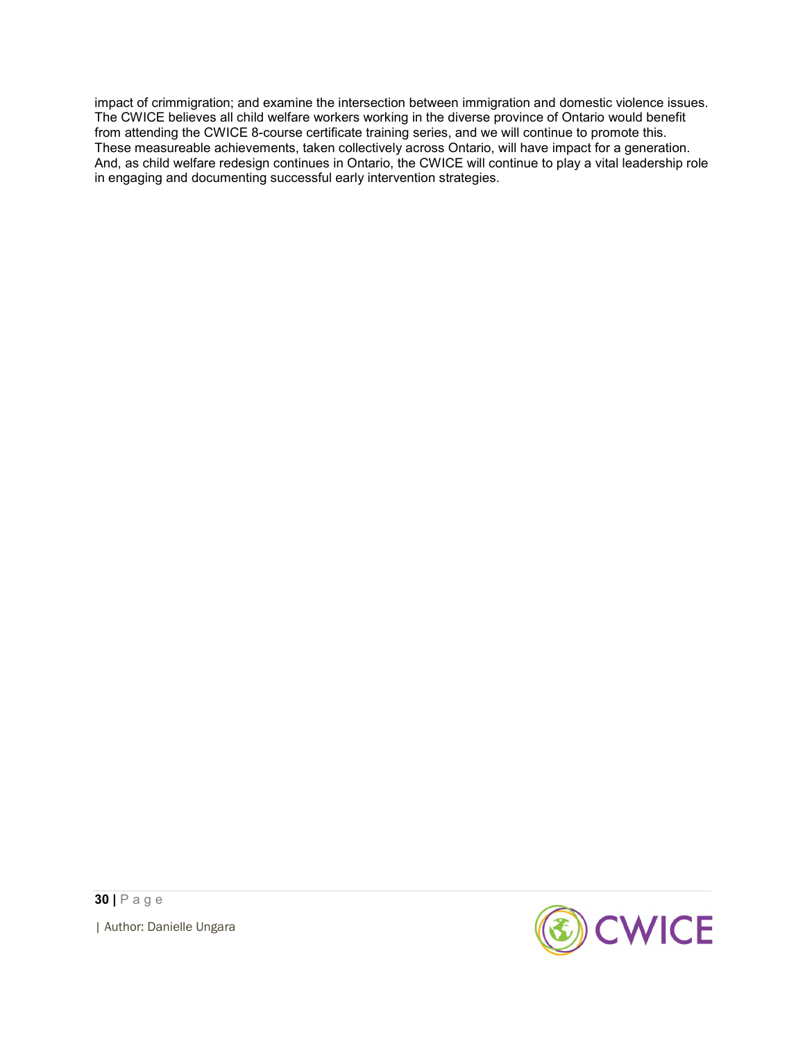impact of crimmigration; and examine the intersection between immigration and domestic violence issues. The CWICE believes all child welfare workers working in the diverse province of Ontario would benefit from attending the CWICE 8-course certificate training series, and we will continue to promote this. These measureable achievements, taken collectively across Ontario, will have impact for a generation. And, as child welfare redesign continues in Ontario, the CWICE will continue to play a vital leadership role in engaging and documenting successful early intervention strategies.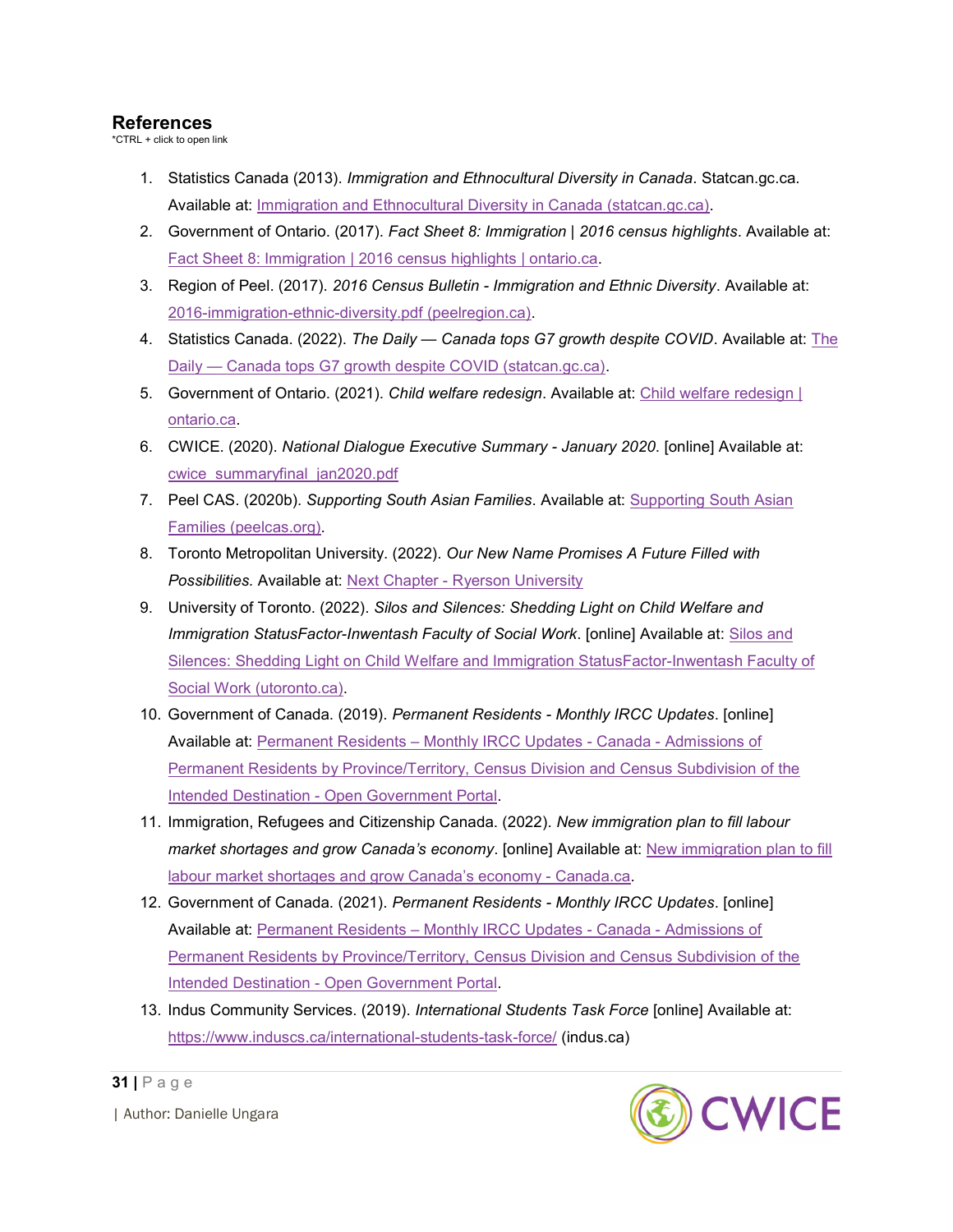## References

*CTRL + click to open link

1. Statistics Canada (2013). *Immigration and Ethnocultural Diversity in Canada*. Statcan.gc.ca. Available at: Immigration and Ethnocultural Diversity in Canada (statcan.gc.ca).
2. Government of Ontario. (2017). *Fact Sheet 8: Immigration | 2016 census highlights*. Available at: Fact Sheet 8: Immigration | 2016 census highlights | ontario.ca.
3. Region of Peel. (2017). *2016 Census Bulletin - Immigration and Ethnic Diversity*. Available at: 2016-immigration-ethnic-diversity.pdf (peelregion.ca).
4. Statistics Canada. (2022). *The Daily — Canada tops G7 growth despite COVID*. Available at: The Daily — Canada tops G7 growth despite COVID (statcan.gc.ca).
5. Government of Ontario. (2021). *Child welfare redesign*. Available at: Child welfare redesign | ontario.ca.
6. CWICE. (2020). *National Dialogue Executive Summary - January 2020*. [online] Available at: cwice_summaryfinal_jan2020.pdf
7. Peel CAS. (2020b). *Supporting South Asian Families*. Available at: Supporting South Asian Families (peelcas.org).
8. Toronto Metropolitan University. (2022). *Our New Name Promises A Future Filled with Possibilities.* Available at: Next Chapter - Ryerson University
9. University of Toronto. (2022). *Silos and Silences: Shedding Light on Child Welfare and Immigration StatusFactor-Inwentash Faculty of Social Work*. [online] Available at: Silos and Silences: Shedding Light on Child Welfare and Immigration StatusFactor-Inwentash Faculty of Social Work (utoronto.ca).
10. Government of Canada. (2019). *Permanent Residents - Monthly IRCC Updates*. [online] Available at: Permanent Residents – Monthly IRCC Updates - Canada - Admissions of Permanent Residents by Province/Territory, Census Division and Census Subdivision of the Intended Destination - Open Government Portal.
11. Immigration, Refugees and Citizenship Canada. (2022). *New immigration plan to fill labour market shortages and grow Canada's economy*. [online] Available at: New immigration plan to fill labour market shortages and grow Canada's economy - Canada.ca.
12. Government of Canada. (2021). *Permanent Residents - Monthly IRCC Updates*. [online] Available at: Permanent Residents – Monthly IRCC Updates - Canada - Admissions of Permanent Residents by Province/Territory, Census Division and Census Subdivision of the Intended Destination - Open Government Portal.
13. Indus Community Services. (2019). *International Students Task Force* [online] Available at: https://www.induscs.ca/international-students-task-force/ (indus.ca)

| Author: Danielle Ungara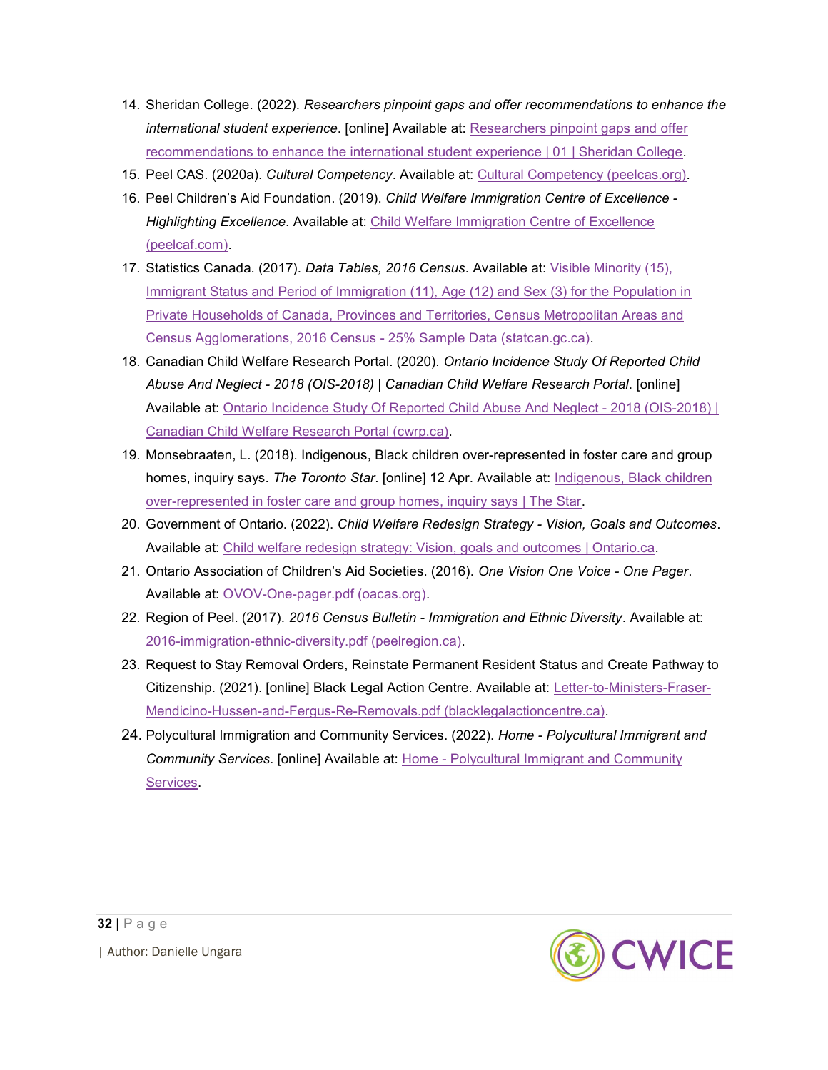14. Sheridan College. (2022). *Researchers pinpoint gaps and offer recommendations to enhance the international student experience*. [online] Available at: Researchers pinpoint gaps and offer recommendations to enhance the international student experience | 01 | Sheridan College.
15. Peel CAS. (2020a). *Cultural Competency*. Available at: Cultural Competency (peelcas.org).
16. Peel Children's Aid Foundation. (2019). *Child Welfare Immigration Centre of Excellence - Highlighting Excellence*. Available at: Child Welfare Immigration Centre of Excellence (peelcaf.com).
17. Statistics Canada. (2017). *Data Tables, 2016 Census*. Available at: Visible Minority (15), Immigrant Status and Period of Immigration (11), Age (12) and Sex (3) for the Population in Private Households of Canada, Provinces and Territories, Census Metropolitan Areas and Census Agglomerations, 2016 Census - 25% Sample Data (statcan.gc.ca).
18. Canadian Child Welfare Research Portal. (2020). *Ontario Incidence Study Of Reported Child Abuse And Neglect - 2018 (OIS-2018) | Canadian Child Welfare Research Portal*. [online] Available at: Ontario Incidence Study Of Reported Child Abuse And Neglect - 2018 (OIS-2018) | Canadian Child Welfare Research Portal (cwrp.ca).
19. Monsebraaten, L. (2018). Indigenous, Black children over-represented in foster care and group homes, inquiry says. *The Toronto Star*. [online] 12 Apr. Available at: Indigenous, Black children over-represented in foster care and group homes, inquiry says | The Star.
20. Government of Ontario. (2022). *Child Welfare Redesign Strategy - Vision, Goals and Outcomes*. Available at: Child welfare redesign strategy: Vision, goals and outcomes | Ontario.ca.
21. Ontario Association of Children's Aid Societies. (2016). *One Vision One Voice - One Pager*. Available at: OVOV-One-pager.pdf (oacas.org).
22. Region of Peel. (2017). *2016 Census Bulletin - Immigration and Ethnic Diversity*. Available at: 2016-immigration-ethnic-diversity.pdf (peelregion.ca).
23. Request to Stay Removal Orders, Reinstate Permanent Resident Status and Create Pathway to Citizenship. (2021). [online] Black Legal Action Centre. Available at: Letter-to-Ministers-Fraser-Mendicino-Hussen-and-Fergus-Re-Removals.pdf (blacklegalactioncentre.ca).
24. Polycultural Immigration and Community Services. (2022). *Home - Polycultural Immigrant and Community Services*. [online] Available at: Home - Polycultural Immigrant and Community Services.